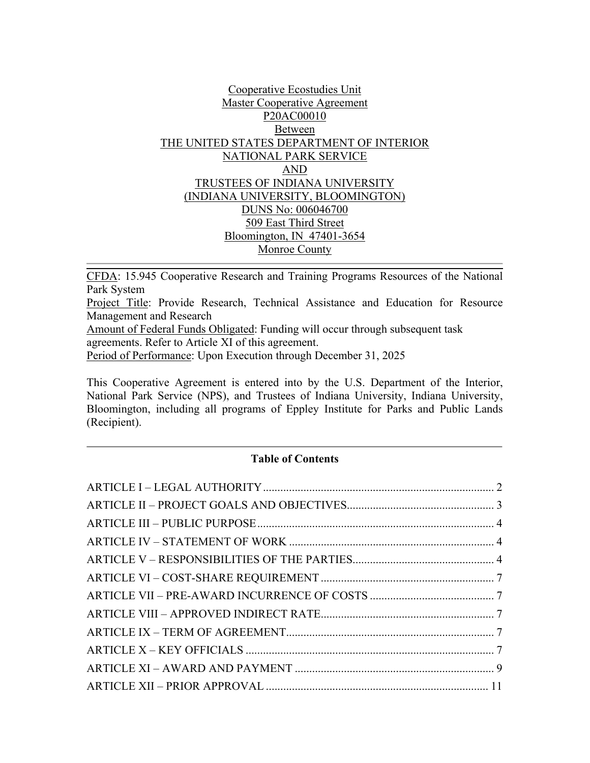Cooperative Ecostudies Unit
Master Cooperative Agreement
P20AC00010
Between
THE UNITED STATES DEPARTMENT OF INTERIOR
NATIONAL PARK SERVICE
AND
TRUSTEES OF INDIANA UNIVERSITY
(INDIANA UNIVERSITY, BLOOMINGTON)
DUNS No: 006046700
509 East Third Street
Bloomington, IN 47401-3654
Monroe County

---

CFDA: 15.945 Cooperative Research and Training Programs Resources of the National Park System
Project Title: Provide Research, Technical Assistance and Education for Resource Management and Research
Amount of Federal Funds Obligated: Funding will occur through subsequent task agreements. Refer to Article XI of this agreement.
Period of Performance: Upon Execution through December 31, 2025

This Cooperative Agreement is entered into by the U.S. Department of the Interior, National Park Service (NPS), and Trustees of Indiana University, Indiana University, Bloomington, including all programs of Eppley Institute for Parks and Public Lands (Recipient).

---

**Table of Contents**

ARTICLE I – LEGAL AUTHORITY ..... 2
ARTICLE II – PROJECT GOALS AND OBJECTIVES..... 3
ARTICLE III – PUBLIC PURPOSE..... 4
ARTICLE IV – STATEMENT OF WORK ..... 4
ARTICLE V – RESPONSIBILITIES OF THE PARTIES..... 4
ARTICLE VI – COST-SHARE REQUIREMENT ..... 7
ARTICLE VII – PRE-AWARD INCURRENCE OF COSTS ..... 7
ARTICLE VIII – APPROVED INDIRECT RATE..... 7
ARTICLE IX – TERM OF AGREEMENT..... 7
ARTICLE X – KEY OFFICIALS ..... 7
ARTICLE XI – AWARD AND PAYMENT ..... 9
ARTICLE XII – PRIOR APPROVAL ..... 11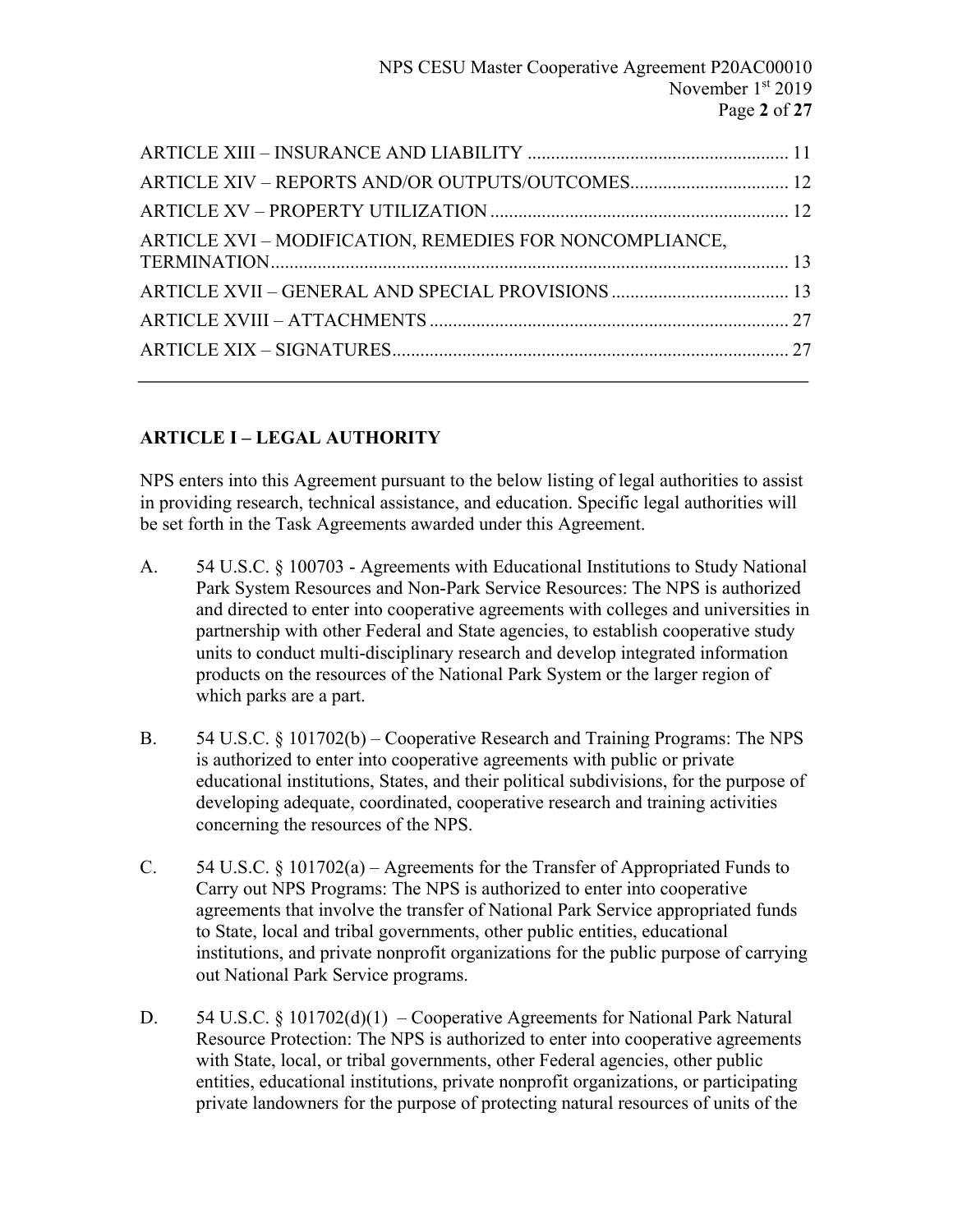ARTICLE XIII – INSURANCE AND LIABILITY ........................................................ 11
ARTICLE XIV – REPORTS AND/OR OUTPUTS/OUTCOMES.................................. 12
ARTICLE XV – PROPERTY UTILIZATION ................................................................ 12
ARTICLE XVI – MODIFICATION, REMEDIES FOR NONCOMPLIANCE, TERMINATION.............................................................................................................. 13
ARTICLE XVII – GENERAL AND SPECIAL PROVISIONS ...................................... 13
ARTICLE XVIII – ATTACHMENTS ............................................................................. 27
ARTICLE XIX – SIGNATURES..................................................................................... 27

---

## ARTICLE I – LEGAL AUTHORITY

NPS enters into this Agreement pursuant to the below listing of legal authorities to assist in providing research, technical assistance, and education. Specific legal authorities will be set forth in the Task Agreements awarded under this Agreement.

A. 54 U.S.C. § 100703 - Agreements with Educational Institutions to Study National Park System Resources and Non-Park Service Resources: The NPS is authorized and directed to enter into cooperative agreements with colleges and universities in partnership with other Federal and State agencies, to establish cooperative study units to conduct multi-disciplinary research and develop integrated information products on the resources of the National Park System or the larger region of which parks are a part.

B. 54 U.S.C. § 101702(b) – Cooperative Research and Training Programs: The NPS is authorized to enter into cooperative agreements with public or private educational institutions, States, and their political subdivisions, for the purpose of developing adequate, coordinated, cooperative research and training activities concerning the resources of the NPS.

C. 54 U.S.C. § 101702(a) – Agreements for the Transfer of Appropriated Funds to Carry out NPS Programs: The NPS is authorized to enter into cooperative agreements that involve the transfer of National Park Service appropriated funds to State, local and tribal governments, other public entities, educational institutions, and private nonprofit organizations for the public purpose of carrying out National Park Service programs.

D. 54 U.S.C. § 101702(d)(1) – Cooperative Agreements for National Park Natural Resource Protection: The NPS is authorized to enter into cooperative agreements with State, local, or tribal governments, other Federal agencies, other public entities, educational institutions, private nonprofit organizations, or participating private landowners for the purpose of protecting natural resources of units of the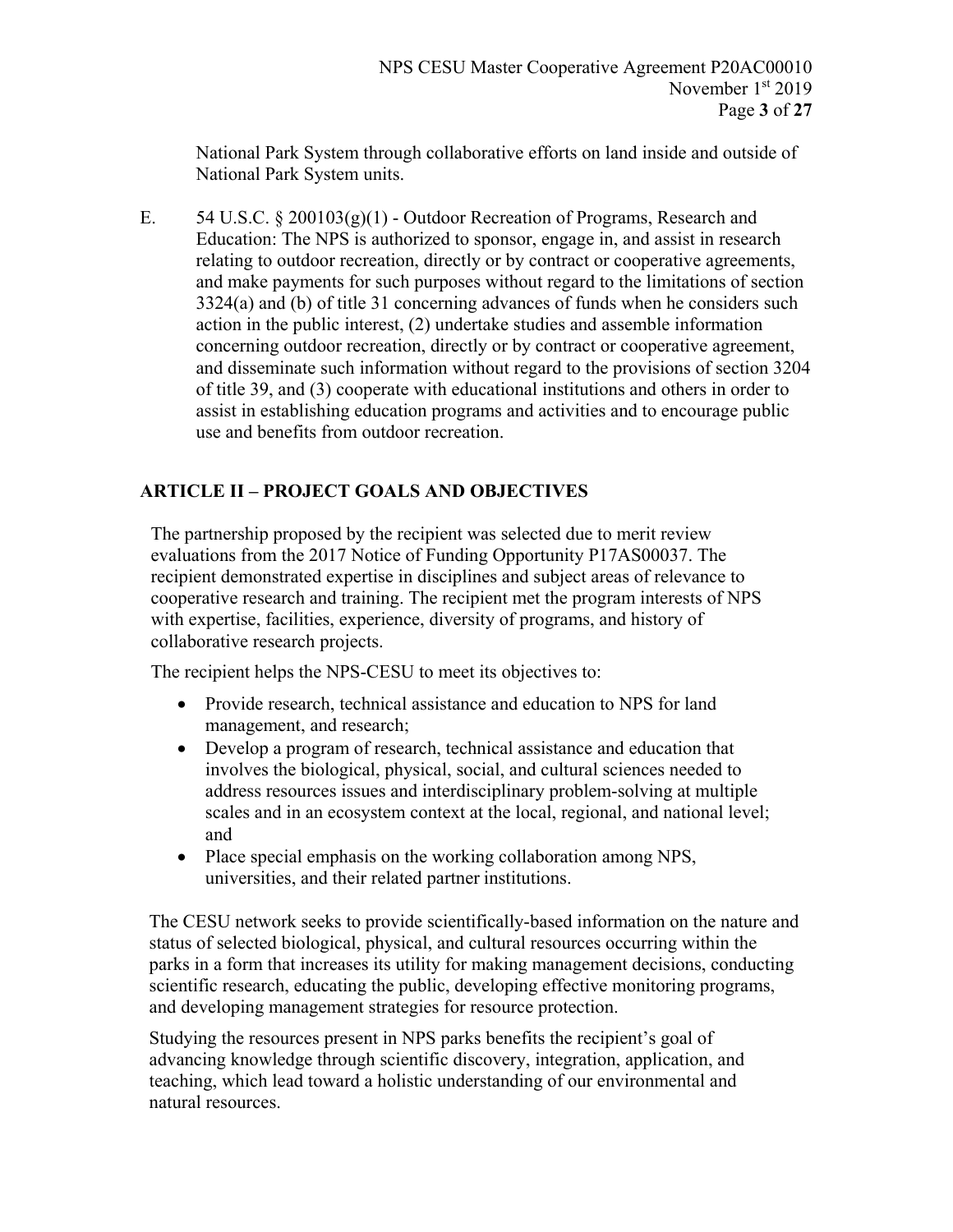National Park System through collaborative efforts on land inside and outside of National Park System units.

E. 54 U.S.C. § 200103(g)(1) - Outdoor Recreation of Programs, Research and Education: The NPS is authorized to sponsor, engage in, and assist in research relating to outdoor recreation, directly or by contract or cooperative agreements, and make payments for such purposes without regard to the limitations of section 3324(a) and (b) of title 31 concerning advances of funds when he considers such action in the public interest, (2) undertake studies and assemble information concerning outdoor recreation, directly or by contract or cooperative agreement, and disseminate such information without regard to the provisions of section 3204 of title 39, and (3) cooperate with educational institutions and others in order to assist in establishing education programs and activities and to encourage public use and benefits from outdoor recreation.

## ARTICLE II – PROJECT GOALS AND OBJECTIVES

The partnership proposed by the recipient was selected due to merit review evaluations from the 2017 Notice of Funding Opportunity P17AS00037. The recipient demonstrated expertise in disciplines and subject areas of relevance to cooperative research and training. The recipient met the program interests of NPS with expertise, facilities, experience, diversity of programs, and history of collaborative research projects.

The recipient helps the NPS-CESU to meet its objectives to:

- Provide research, technical assistance and education to NPS for land management, and research;
- Develop a program of research, technical assistance and education that involves the biological, physical, social, and cultural sciences needed to address resources issues and interdisciplinary problem-solving at multiple scales and in an ecosystem context at the local, regional, and national level; and
- Place special emphasis on the working collaboration among NPS, universities, and their related partner institutions.

The CESU network seeks to provide scientifically-based information on the nature and status of selected biological, physical, and cultural resources occurring within the parks in a form that increases its utility for making management decisions, conducting scientific research, educating the public, developing effective monitoring programs, and developing management strategies for resource protection.

Studying the resources present in NPS parks benefits the recipient's goal of advancing knowledge through scientific discovery, integration, application, and teaching, which lead toward a holistic understanding of our environmental and natural resources.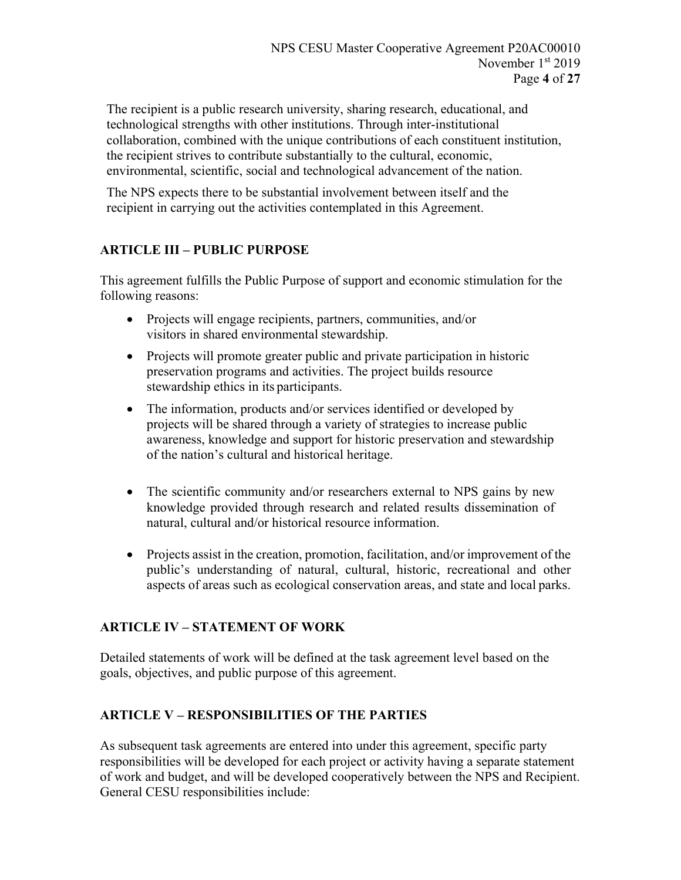The recipient is a public research university, sharing research, educational, and technological strengths with other institutions. Through inter-institutional collaboration, combined with the unique contributions of each constituent institution, the recipient strives to contribute substantially to the cultural, economic, environmental, scientific, social and technological advancement of the nation.

The NPS expects there to be substantial involvement between itself and the recipient in carrying out the activities contemplated in this Agreement.

## ARTICLE III – PUBLIC PURPOSE

This agreement fulfills the Public Purpose of support and economic stimulation for the following reasons:

- Projects will engage recipients, partners, communities, and/or visitors in shared environmental stewardship.
- Projects will promote greater public and private participation in historic preservation programs and activities. The project builds resource stewardship ethics in its participants.
- The information, products and/or services identified or developed by projects will be shared through a variety of strategies to increase public awareness, knowledge and support for historic preservation and stewardship of the nation's cultural and historical heritage.
- The scientific community and/or researchers external to NPS gains by new knowledge provided through research and related results dissemination of natural, cultural and/or historical resource information.
- Projects assist in the creation, promotion, facilitation, and/or improvement of the public's understanding of natural, cultural, historic, recreational and other aspects of areas such as ecological conservation areas, and state and local parks.

## ARTICLE IV – STATEMENT OF WORK

Detailed statements of work will be defined at the task agreement level based on the goals, objectives, and public purpose of this agreement.

## ARTICLE V – RESPONSIBILITIES OF THE PARTIES

As subsequent task agreements are entered into under this agreement, specific party responsibilities will be developed for each project or activity having a separate statement of work and budget, and will be developed cooperatively between the NPS and Recipient. General CESU responsibilities include: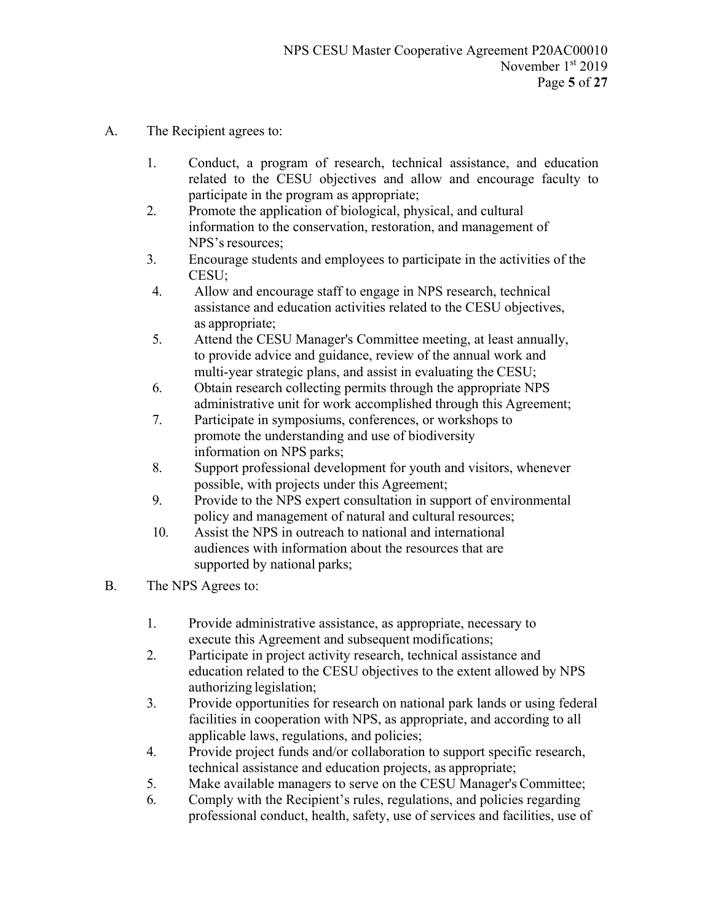A. The Recipient agrees to:

1. Conduct, a program of research, technical assistance, and education related to the CESU objectives and allow and encourage faculty to participate in the program as appropriate;
2. Promote the application of biological, physical, and cultural information to the conservation, restoration, and management of NPS's resources;
3. Encourage students and employees to participate in the activities of the CESU;
4. Allow and encourage staff to engage in NPS research, technical assistance and education activities related to the CESU objectives, as appropriate;
5. Attend the CESU Manager's Committee meeting, at least annually, to provide advice and guidance, review of the annual work and multi-year strategic plans, and assist in evaluating the CESU;
6. Obtain research collecting permits through the appropriate NPS administrative unit for work accomplished through this Agreement;
7. Participate in symposiums, conferences, or workshops to promote the understanding and use of biodiversity information on NPS parks;
8. Support professional development for youth and visitors, whenever possible, with projects under this Agreement;
9. Provide to the NPS expert consultation in support of environmental policy and management of natural and cultural resources;
10. Assist the NPS in outreach to national and international audiences with information about the resources that are supported by national parks;

B. The NPS Agrees to:

1. Provide administrative assistance, as appropriate, necessary to execute this Agreement and subsequent modifications;
2. Participate in project activity research, technical assistance and education related to the CESU objectives to the extent allowed by NPS authorizing legislation;
3. Provide opportunities for research on national park lands or using federal facilities in cooperation with NPS, as appropriate, and according to all applicable laws, regulations, and policies;
4. Provide project funds and/or collaboration to support specific research, technical assistance and education projects, as appropriate;
5. Make available managers to serve on the CESU Manager's Committee;
6. Comply with the Recipient's rules, regulations, and policies regarding professional conduct, health, safety, use of services and facilities, use of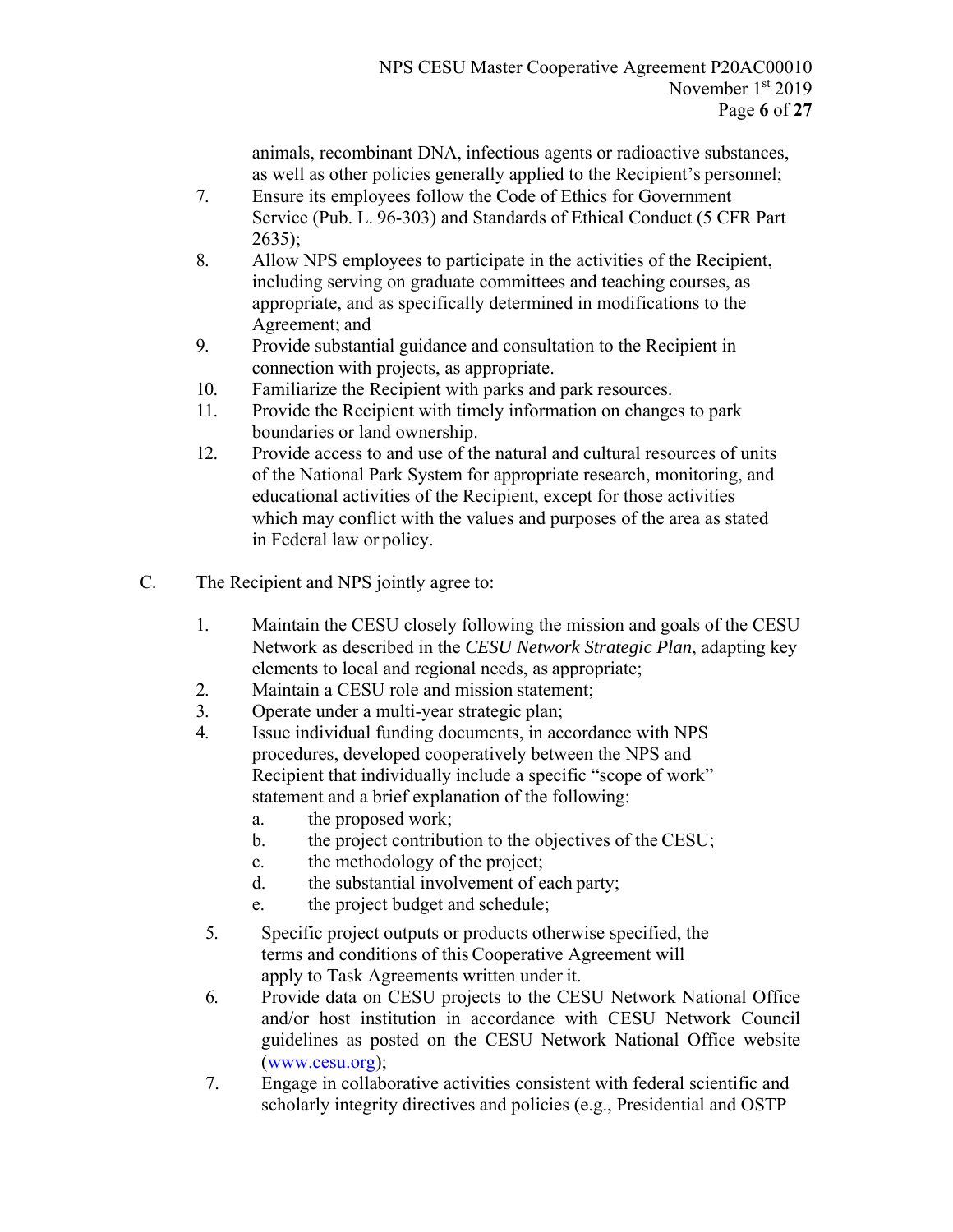animals, recombinant DNA, infectious agents or radioactive substances, as well as other policies generally applied to the Recipient's personnel;

7. Ensure its employees follow the Code of Ethics for Government Service (Pub. L. 96-303) and Standards of Ethical Conduct (5 CFR Part 2635);
8. Allow NPS employees to participate in the activities of the Recipient, including serving on graduate committees and teaching courses, as appropriate, and as specifically determined in modifications to the Agreement; and
9. Provide substantial guidance and consultation to the Recipient in connection with projects, as appropriate.
10. Familiarize the Recipient with parks and park resources.
11. Provide the Recipient with timely information on changes to park boundaries or land ownership.
12. Provide access to and use of the natural and cultural resources of units of the National Park System for appropriate research, monitoring, and educational activities of the Recipient, except for those activities which may conflict with the values and purposes of the area as stated in Federal law or policy.

C. The Recipient and NPS jointly agree to:

1. Maintain the CESU closely following the mission and goals of the CESU Network as described in the *CESU Network Strategic Plan*, adapting key elements to local and regional needs, as appropriate;
2. Maintain a CESU role and mission statement;
3. Operate under a multi-year strategic plan;
4. Issue individual funding documents, in accordance with NPS procedures, developed cooperatively between the NPS and Recipient that individually include a specific "scope of work" statement and a brief explanation of the following:
   a. the proposed work;
   b. the project contribution to the objectives of the CESU;
   c. the methodology of the project;
   d. the substantial involvement of each party;
   e. the project budget and schedule;
5. Specific project outputs or products otherwise specified, the terms and conditions of this Cooperative Agreement will apply to Task Agreements written under it.
6. Provide data on CESU projects to the CESU Network National Office and/or host institution in accordance with CESU Network Council guidelines as posted on the CESU Network National Office website (www.cesu.org);
7. Engage in collaborative activities consistent with federal scientific and scholarly integrity directives and policies (e.g., Presidential and OSTP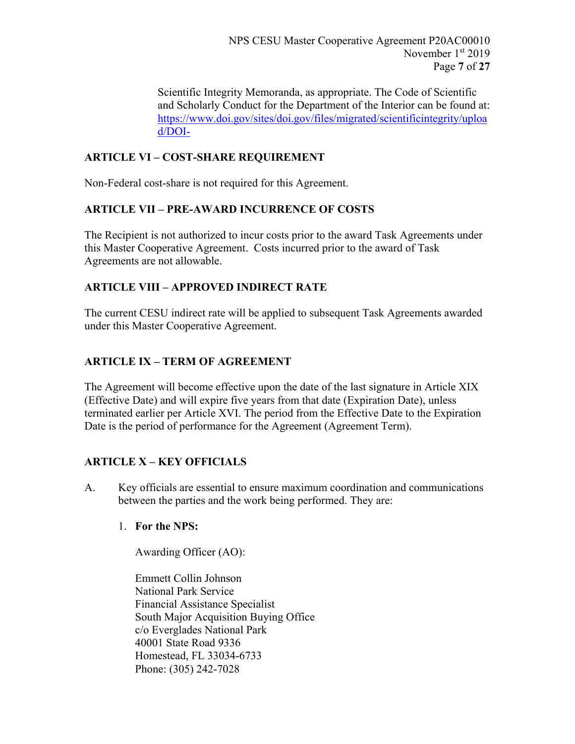Scientific Integrity Memoranda, as appropriate. The Code of Scientific and Scholarly Conduct for the Department of the Interior can be found at: https://www.doi.gov/sites/doi.gov/files/migrated/scientificintegrity/upload/DOI-

## ARTICLE VI – COST-SHARE REQUIREMENT

Non-Federal cost-share is not required for this Agreement.

## ARTICLE VII – PRE-AWARD INCURRENCE OF COSTS

The Recipient is not authorized to incur costs prior to the award Task Agreements under this Master Cooperative Agreement. Costs incurred prior to the award of Task Agreements are not allowable.

## ARTICLE VIII – APPROVED INDIRECT RATE

The current CESU indirect rate will be applied to subsequent Task Agreements awarded under this Master Cooperative Agreement.

## ARTICLE IX – TERM OF AGREEMENT

The Agreement will become effective upon the date of the last signature in Article XIX (Effective Date) and will expire five years from that date (Expiration Date), unless terminated earlier per Article XVI. The period from the Effective Date to the Expiration Date is the period of performance for the Agreement (Agreement Term).

## ARTICLE X – KEY OFFICIALS

A. Key officials are essential to ensure maximum coordination and communications between the parties and the work being performed. They are:

1. **For the NPS:**

   Awarding Officer (AO):

   Emmett Collin Johnson
   National Park Service
   Financial Assistance Specialist
   South Major Acquisition Buying Office
   c/o Everglades National Park
   40001 State Road 9336
   Homestead, FL 33034-6733
   Phone: (305) 242-7028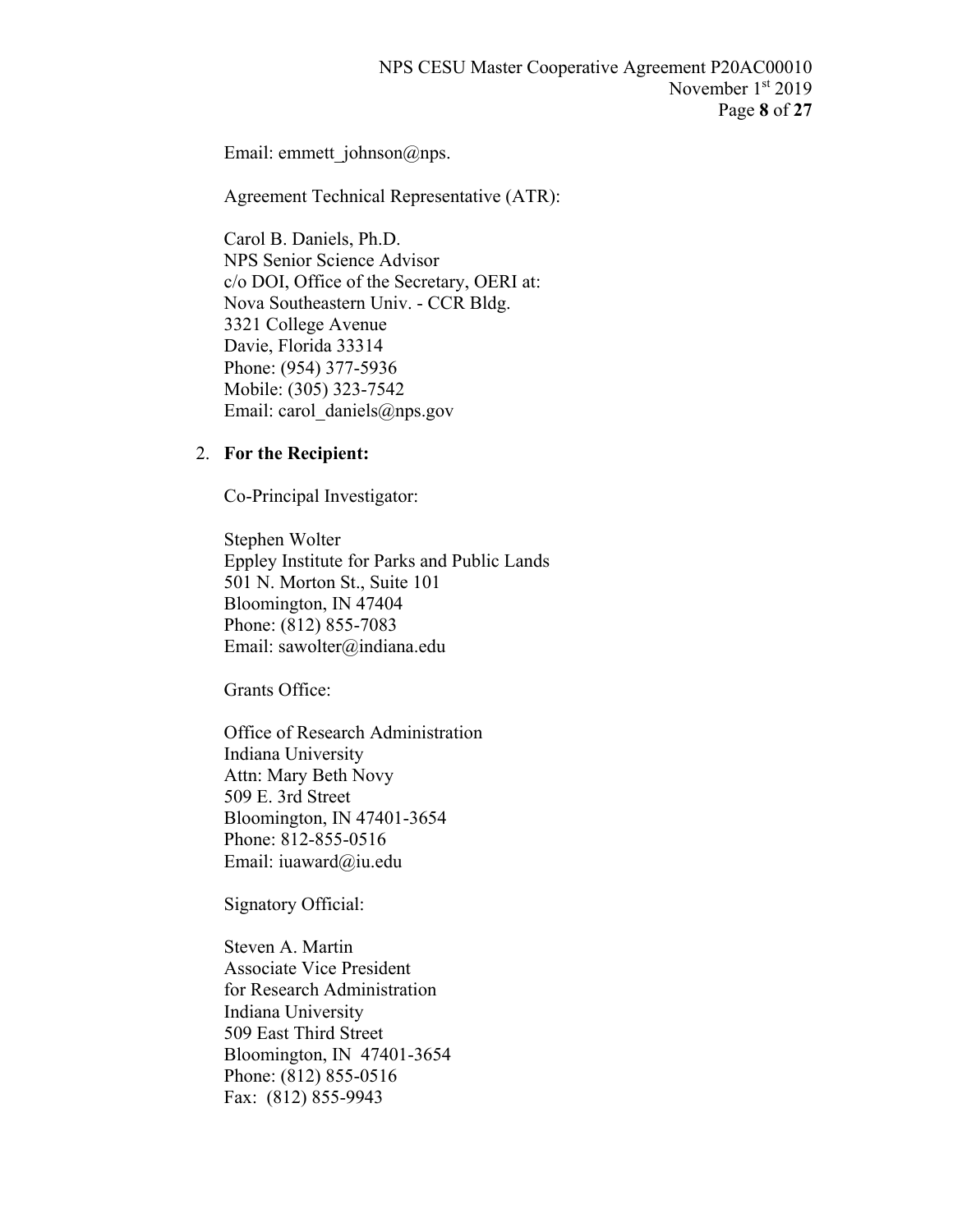Email: emmett_johnson@nps.

Agreement Technical Representative (ATR):

Carol B. Daniels, Ph.D.
NPS Senior Science Advisor
c/o DOI, Office of the Secretary, OERI at:
Nova Southeastern Univ. - CCR Bldg.
3321 College Avenue
Davie, Florida 33314
Phone: (954) 377-5936
Mobile: (305) 323-7542
Email: carol_daniels@nps.gov

2. **For the Recipient:**

Co-Principal Investigator:

Stephen Wolter
Eppley Institute for Parks and Public Lands
501 N. Morton St., Suite 101
Bloomington, IN 47404
Phone: (812) 855-7083
Email: sawolter@indiana.edu

Grants Office:

Office of Research Administration
Indiana University
Attn: Mary Beth Novy
509 E. 3rd Street
Bloomington, IN 47401-3654
Phone: 812-855-0516
Email: iuaward@iu.edu

Signatory Official:

Steven A. Martin
Associate Vice President
for Research Administration
Indiana University
509 East Third Street
Bloomington, IN 47401-3654
Phone: (812) 855-0516
Fax: (812) 855-9943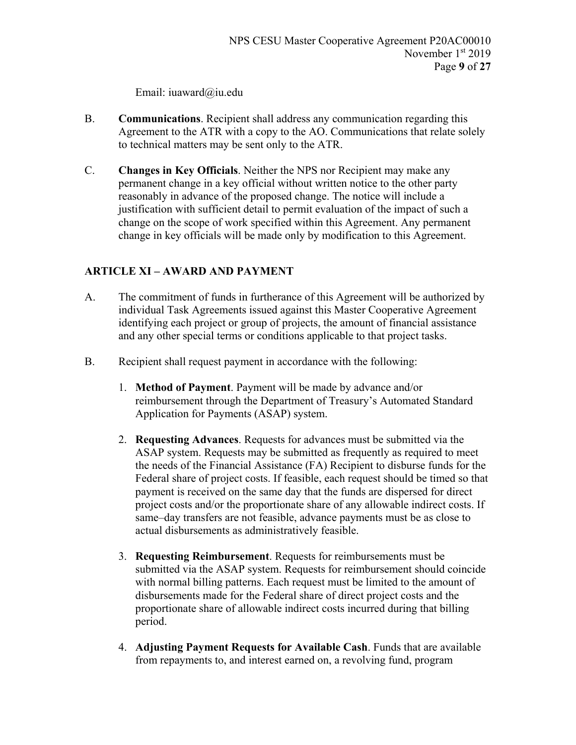Email: iuaward@iu.edu

B. **Communications**. Recipient shall address any communication regarding this Agreement to the ATR with a copy to the AO. Communications that relate solely to technical matters may be sent only to the ATR.

C. **Changes in Key Officials**. Neither the NPS nor Recipient may make any permanent change in a key official without written notice to the other party reasonably in advance of the proposed change. The notice will include a justification with sufficient detail to permit evaluation of the impact of such a change on the scope of work specified within this Agreement. Any permanent change in key officials will be made only by modification to this Agreement.

## ARTICLE XI – AWARD AND PAYMENT

A. The commitment of funds in furtherance of this Agreement will be authorized by individual Task Agreements issued against this Master Cooperative Agreement identifying each project or group of projects, the amount of financial assistance and any other special terms or conditions applicable to that project tasks.

B. Recipient shall request payment in accordance with the following:

1. **Method of Payment**. Payment will be made by advance and/or reimbursement through the Department of Treasury's Automated Standard Application for Payments (ASAP) system.

2. **Requesting Advances**. Requests for advances must be submitted via the ASAP system. Requests may be submitted as frequently as required to meet the needs of the Financial Assistance (FA) Recipient to disburse funds for the Federal share of project costs. If feasible, each request should be timed so that payment is received on the same day that the funds are dispersed for direct project costs and/or the proportionate share of any allowable indirect costs. If same–day transfers are not feasible, advance payments must be as close to actual disbursements as administratively feasible.

3. **Requesting Reimbursement**. Requests for reimbursements must be submitted via the ASAP system. Requests for reimbursement should coincide with normal billing patterns. Each request must be limited to the amount of disbursements made for the Federal share of direct project costs and the proportionate share of allowable indirect costs incurred during that billing period.

4. **Adjusting Payment Requests for Available Cash**. Funds that are available from repayments to, and interest earned on, a revolving fund, program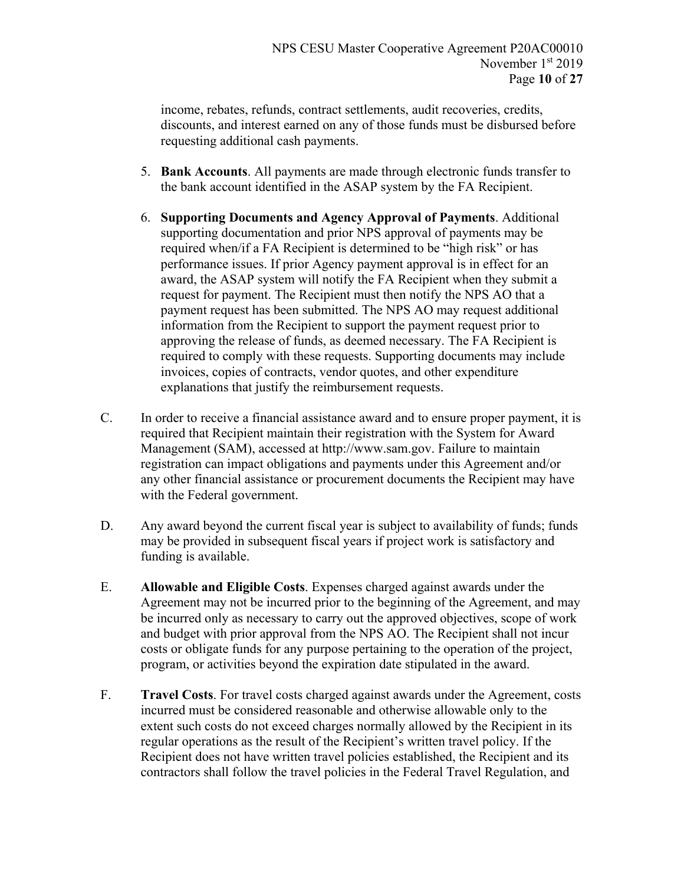income, rebates, refunds, contract settlements, audit recoveries, credits, discounts, and interest earned on any of those funds must be disbursed before requesting additional cash payments.

5. **Bank Accounts**. All payments are made through electronic funds transfer to the bank account identified in the ASAP system by the FA Recipient.

6. **Supporting Documents and Agency Approval of Payments**. Additional supporting documentation and prior NPS approval of payments may be required when/if a FA Recipient is determined to be "high risk" or has performance issues. If prior Agency payment approval is in effect for an award, the ASAP system will notify the FA Recipient when they submit a request for payment. The Recipient must then notify the NPS AO that a payment request has been submitted. The NPS AO may request additional information from the Recipient to support the payment request prior to approving the release of funds, as deemed necessary. The FA Recipient is required to comply with these requests. Supporting documents may include invoices, copies of contracts, vendor quotes, and other expenditure explanations that justify the reimbursement requests.

C. In order to receive a financial assistance award and to ensure proper payment, it is required that Recipient maintain their registration with the System for Award Management (SAM), accessed at http://www.sam.gov. Failure to maintain registration can impact obligations and payments under this Agreement and/or any other financial assistance or procurement documents the Recipient may have with the Federal government.

D. Any award beyond the current fiscal year is subject to availability of funds; funds may be provided in subsequent fiscal years if project work is satisfactory and funding is available.

E. **Allowable and Eligible Costs**. Expenses charged against awards under the Agreement may not be incurred prior to the beginning of the Agreement, and may be incurred only as necessary to carry out the approved objectives, scope of work and budget with prior approval from the NPS AO. The Recipient shall not incur costs or obligate funds for any purpose pertaining to the operation of the project, program, or activities beyond the expiration date stipulated in the award.

F. **Travel Costs**. For travel costs charged against awards under the Agreement, costs incurred must be considered reasonable and otherwise allowable only to the extent such costs do not exceed charges normally allowed by the Recipient in its regular operations as the result of the Recipient's written travel policy. If the Recipient does not have written travel policies established, the Recipient and its contractors shall follow the travel policies in the Federal Travel Regulation, and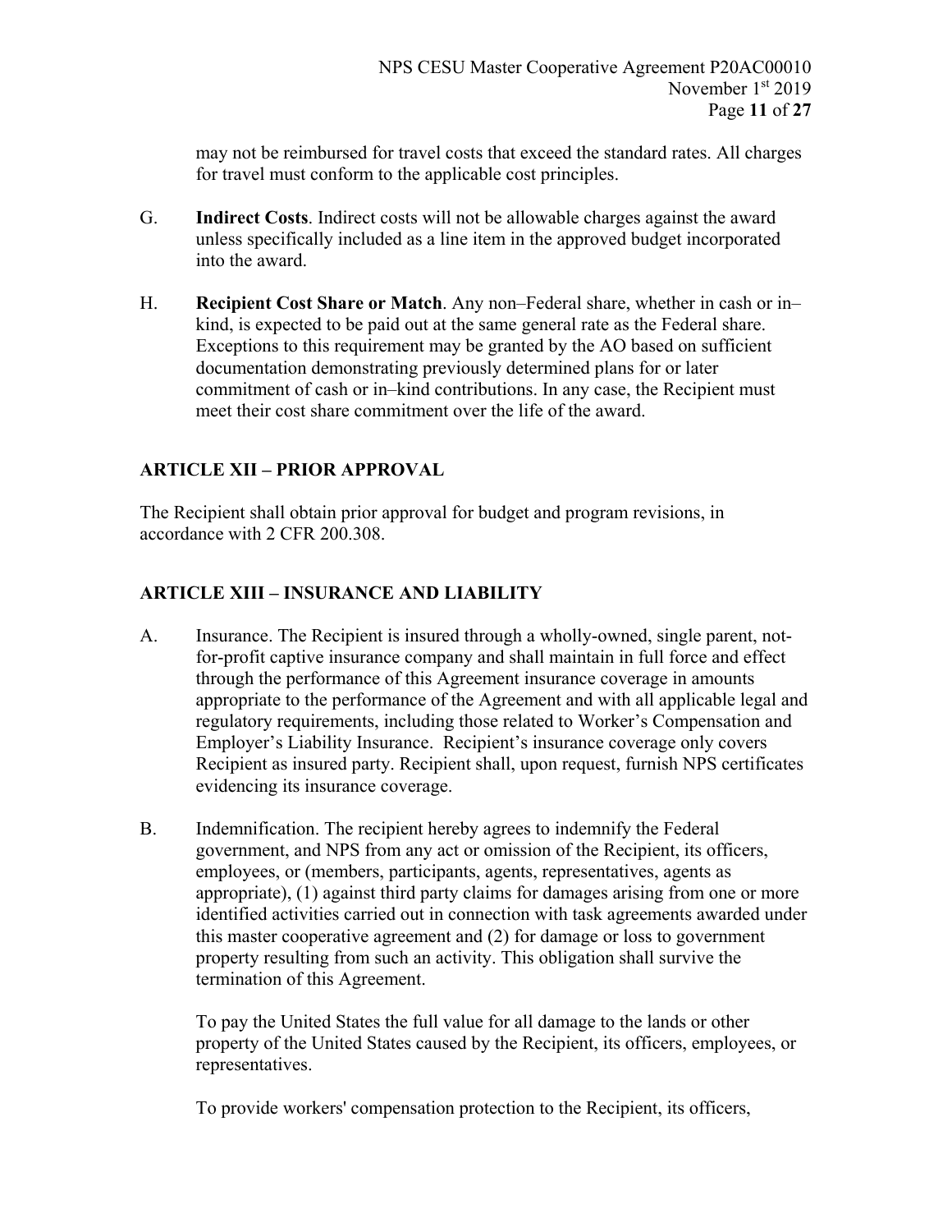may not be reimbursed for travel costs that exceed the standard rates. All charges for travel must conform to the applicable cost principles.

G. **Indirect Costs**. Indirect costs will not be allowable charges against the award unless specifically included as a line item in the approved budget incorporated into the award.

H. **Recipient Cost Share or Match**. Any non–Federal share, whether in cash or in–kind, is expected to be paid out at the same general rate as the Federal share. Exceptions to this requirement may be granted by the AO based on sufficient documentation demonstrating previously determined plans for or later commitment of cash or in–kind contributions. In any case, the Recipient must meet their cost share commitment over the life of the award.

## ARTICLE XII – PRIOR APPROVAL

The Recipient shall obtain prior approval for budget and program revisions, in accordance with 2 CFR 200.308.

## ARTICLE XIII – INSURANCE AND LIABILITY

A. Insurance. The Recipient is insured through a wholly-owned, single parent, not-for-profit captive insurance company and shall maintain in full force and effect through the performance of this Agreement insurance coverage in amounts appropriate to the performance of the Agreement and with all applicable legal and regulatory requirements, including those related to Worker's Compensation and Employer's Liability Insurance. Recipient's insurance coverage only covers Recipient as insured party. Recipient shall, upon request, furnish NPS certificates evidencing its insurance coverage.

B. Indemnification. The recipient hereby agrees to indemnify the Federal government, and NPS from any act or omission of the Recipient, its officers, employees, or (members, participants, agents, representatives, agents as appropriate), (1) against third party claims for damages arising from one or more identified activities carried out in connection with task agreements awarded under this master cooperative agreement and (2) for damage or loss to government property resulting from such an activity. This obligation shall survive the termination of this Agreement.

To pay the United States the full value for all damage to the lands or other property of the United States caused by the Recipient, its officers, employees, or representatives.

To provide workers' compensation protection to the Recipient, its officers,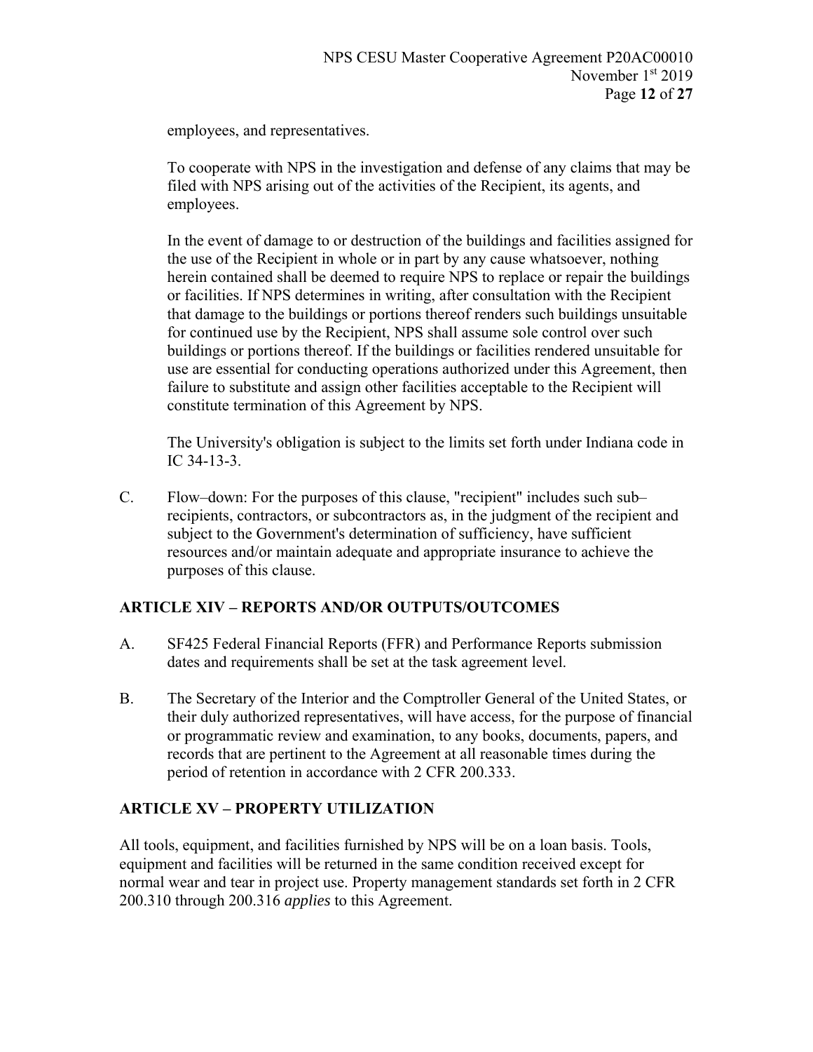employees, and representatives.

To cooperate with NPS in the investigation and defense of any claims that may be filed with NPS arising out of the activities of the Recipient, its agents, and employees.

In the event of damage to or destruction of the buildings and facilities assigned for the use of the Recipient in whole or in part by any cause whatsoever, nothing herein contained shall be deemed to require NPS to replace or repair the buildings or facilities. If NPS determines in writing, after consultation with the Recipient that damage to the buildings or portions thereof renders such buildings unsuitable for continued use by the Recipient, NPS shall assume sole control over such buildings or portions thereof. If the buildings or facilities rendered unsuitable for use are essential for conducting operations authorized under this Agreement, then failure to substitute and assign other facilities acceptable to the Recipient will constitute termination of this Agreement by NPS.

The University's obligation is subject to the limits set forth under Indiana code in IC 34-13-3.

C. Flow–down: For the purposes of this clause, "recipient" includes such sub–recipients, contractors, or subcontractors as, in the judgment of the recipient and subject to the Government's determination of sufficiency, have sufficient resources and/or maintain adequate and appropriate insurance to achieve the purposes of this clause.

## ARTICLE XIV – REPORTS AND/OR OUTPUTS/OUTCOMES

A. SF425 Federal Financial Reports (FFR) and Performance Reports submission dates and requirements shall be set at the task agreement level.

B. The Secretary of the Interior and the Comptroller General of the United States, or their duly authorized representatives, will have access, for the purpose of financial or programmatic review and examination, to any books, documents, papers, and records that are pertinent to the Agreement at all reasonable times during the period of retention in accordance with 2 CFR 200.333.

## ARTICLE XV – PROPERTY UTILIZATION

All tools, equipment, and facilities furnished by NPS will be on a loan basis. Tools, equipment and facilities will be returned in the same condition received except for normal wear and tear in project use. Property management standards set forth in 2 CFR 200.310 through 200.316 *applies* to this Agreement.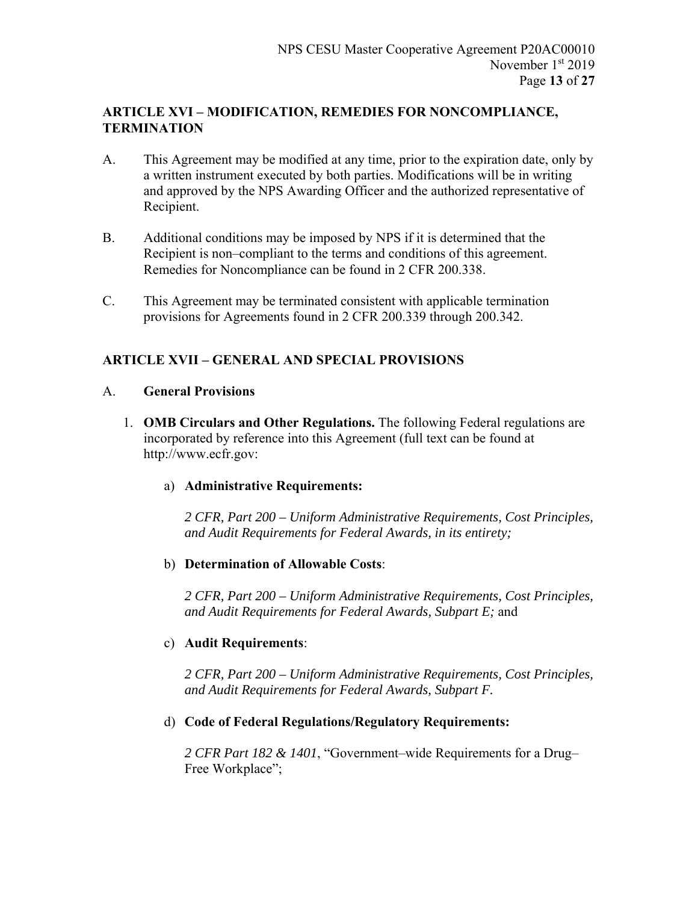## ARTICLE XVI – MODIFICATION, REMEDIES FOR NONCOMPLIANCE, TERMINATION

A. This Agreement may be modified at any time, prior to the expiration date, only by a written instrument executed by both parties. Modifications will be in writing and approved by the NPS Awarding Officer and the authorized representative of Recipient.

B. Additional conditions may be imposed by NPS if it is determined that the Recipient is non–compliant to the terms and conditions of this agreement. Remedies for Noncompliance can be found in 2 CFR 200.338.

C. This Agreement may be terminated consistent with applicable termination provisions for Agreements found in 2 CFR 200.339 through 200.342.

## ARTICLE XVII – GENERAL AND SPECIAL PROVISIONS

A. **General Provisions**

1. **OMB Circulars and Other Regulations.** The following Federal regulations are incorporated by reference into this Agreement (full text can be found at http://www.ecfr.gov:

   a) **Administrative Requirements:**

   *2 CFR, Part 200 – Uniform Administrative Requirements, Cost Principles, and Audit Requirements for Federal Awards, in its entirety;*

   b) **Determination of Allowable Costs**:

   *2 CFR, Part 200 – Uniform Administrative Requirements, Cost Principles, and Audit Requirements for Federal Awards, Subpart E;* and

   c) **Audit Requirements**:

   *2 CFR, Part 200 – Uniform Administrative Requirements, Cost Principles, and Audit Requirements for Federal Awards, Subpart F.*

   d) **Code of Federal Regulations/Regulatory Requirements:**

   *2 CFR Part 182 & 1401*, "Government–wide Requirements for a Drug–Free Workplace";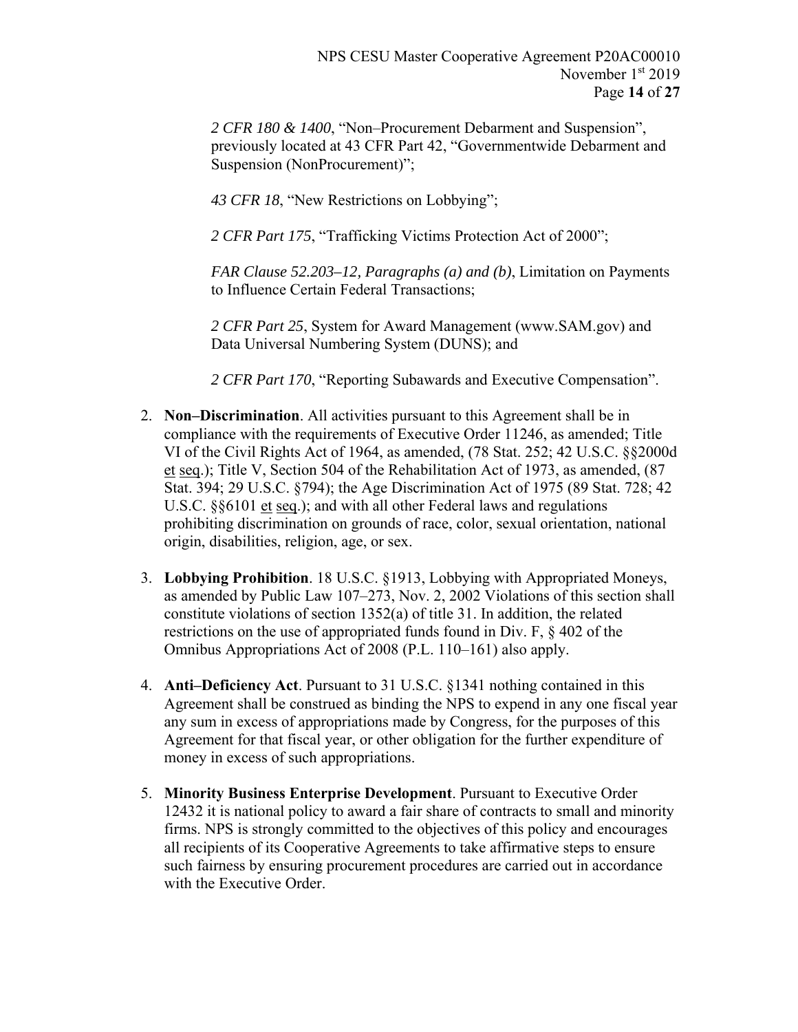*2 CFR 180 & 1400*, "Non–Procurement Debarment and Suspension", previously located at 43 CFR Part 42, "Governmentwide Debarment and Suspension (NonProcurement)";

*43 CFR 18*, "New Restrictions on Lobbying";

*2 CFR Part 175*, "Trafficking Victims Protection Act of 2000";

*FAR Clause 52.203–12, Paragraphs (a) and (b)*, Limitation on Payments to Influence Certain Federal Transactions;

*2 CFR Part 25*, System for Award Management (www.SAM.gov) and Data Universal Numbering System (DUNS); and

*2 CFR Part 170*, "Reporting Subawards and Executive Compensation".

2. **Non–Discrimination**. All activities pursuant to this Agreement shall be in compliance with the requirements of Executive Order 11246, as amended; Title VI of the Civil Rights Act of 1964, as amended, (78 Stat. 252; 42 U.S.C. §§2000d et seq.); Title V, Section 504 of the Rehabilitation Act of 1973, as amended, (87 Stat. 394; 29 U.S.C. §794); the Age Discrimination Act of 1975 (89 Stat. 728; 42 U.S.C. §§6101 et seq.); and with all other Federal laws and regulations prohibiting discrimination on grounds of race, color, sexual orientation, national origin, disabilities, religion, age, or sex.

3. **Lobbying Prohibition**. 18 U.S.C. §1913, Lobbying with Appropriated Moneys, as amended by Public Law 107–273, Nov. 2, 2002 Violations of this section shall constitute violations of section 1352(a) of title 31. In addition, the related restrictions on the use of appropriated funds found in Div. F, § 402 of the Omnibus Appropriations Act of 2008 (P.L. 110–161) also apply.

4. **Anti–Deficiency Act**. Pursuant to 31 U.S.C. §1341 nothing contained in this Agreement shall be construed as binding the NPS to expend in any one fiscal year any sum in excess of appropriations made by Congress, for the purposes of this Agreement for that fiscal year, or other obligation for the further expenditure of money in excess of such appropriations.

5. **Minority Business Enterprise Development**. Pursuant to Executive Order 12432 it is national policy to award a fair share of contracts to small and minority firms. NPS is strongly committed to the objectives of this policy and encourages all recipients of its Cooperative Agreements to take affirmative steps to ensure such fairness by ensuring procurement procedures are carried out in accordance with the Executive Order.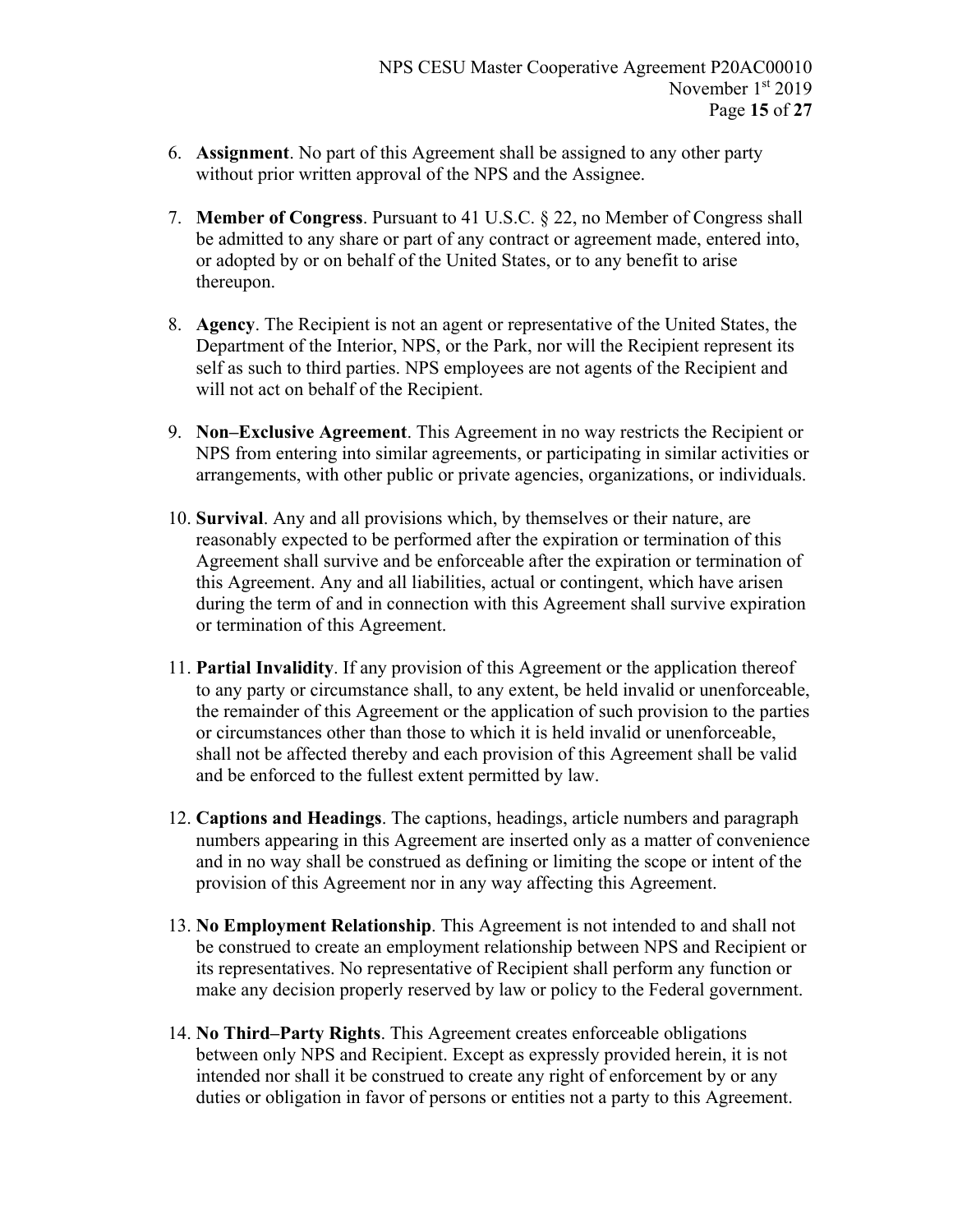6. **Assignment**. No part of this Agreement shall be assigned to any other party without prior written approval of the NPS and the Assignee.

7. **Member of Congress**. Pursuant to 41 U.S.C. § 22, no Member of Congress shall be admitted to any share or part of any contract or agreement made, entered into, or adopted by or on behalf of the United States, or to any benefit to arise thereupon.

8. **Agency**. The Recipient is not an agent or representative of the United States, the Department of the Interior, NPS, or the Park, nor will the Recipient represent its self as such to third parties. NPS employees are not agents of the Recipient and will not act on behalf of the Recipient.

9. **Non–Exclusive Agreement**. This Agreement in no way restricts the Recipient or NPS from entering into similar agreements, or participating in similar activities or arrangements, with other public or private agencies, organizations, or individuals.

10. **Survival**. Any and all provisions which, by themselves or their nature, are reasonably expected to be performed after the expiration or termination of this Agreement shall survive and be enforceable after the expiration or termination of this Agreement. Any and all liabilities, actual or contingent, which have arisen during the term of and in connection with this Agreement shall survive expiration or termination of this Agreement.

11. **Partial Invalidity**. If any provision of this Agreement or the application thereof to any party or circumstance shall, to any extent, be held invalid or unenforceable, the remainder of this Agreement or the application of such provision to the parties or circumstances other than those to which it is held invalid or unenforceable, shall not be affected thereby and each provision of this Agreement shall be valid and be enforced to the fullest extent permitted by law.

12. **Captions and Headings**. The captions, headings, article numbers and paragraph numbers appearing in this Agreement are inserted only as a matter of convenience and in no way shall be construed as defining or limiting the scope or intent of the provision of this Agreement nor in any way affecting this Agreement.

13. **No Employment Relationship**. This Agreement is not intended to and shall not be construed to create an employment relationship between NPS and Recipient or its representatives. No representative of Recipient shall perform any function or make any decision properly reserved by law or policy to the Federal government.

14. **No Third–Party Rights**. This Agreement creates enforceable obligations between only NPS and Recipient. Except as expressly provided herein, it is not intended nor shall it be construed to create any right of enforcement by or any duties or obligation in favor of persons or entities not a party to this Agreement.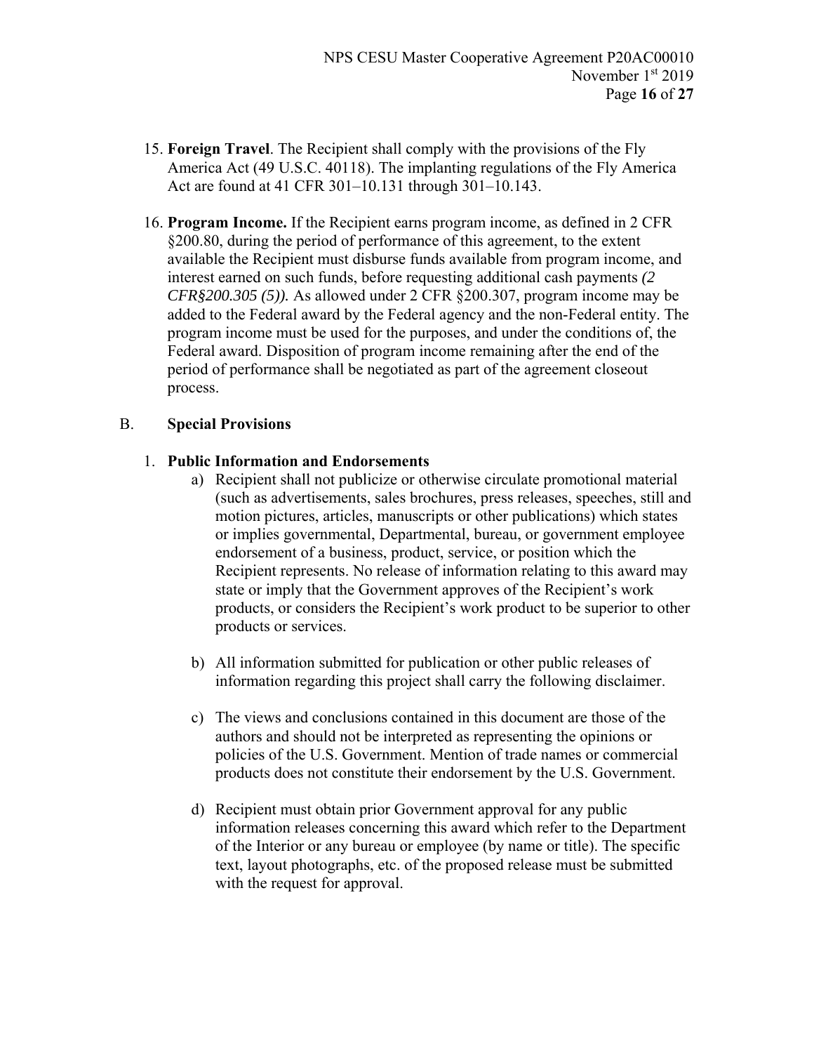15. **Foreign Travel**. The Recipient shall comply with the provisions of the Fly America Act (49 U.S.C. 40118). The implanting regulations of the Fly America Act are found at 41 CFR 301–10.131 through 301–10.143.

16. **Program Income.** If the Recipient earns program income, as defined in 2 CFR §200.80, during the period of performance of this agreement, to the extent available the Recipient must disburse funds available from program income, and interest earned on such funds, before requesting additional cash payments *(2 CFR§200.305 (5)).* As allowed under 2 CFR §200.307, program income may be added to the Federal award by the Federal agency and the non-Federal entity. The program income must be used for the purposes, and under the conditions of, the Federal award. Disposition of program income remaining after the end of the period of performance shall be negotiated as part of the agreement closeout process.

B. **Special Provisions**

1. **Public Information and Endorsements**
   a) Recipient shall not publicize or otherwise circulate promotional material (such as advertisements, sales brochures, press releases, speeches, still and motion pictures, articles, manuscripts or other publications) which states or implies governmental, Departmental, bureau, or government employee endorsement of a business, product, service, or position which the Recipient represents. No release of information relating to this award may state or imply that the Government approves of the Recipient's work products, or considers the Recipient's work product to be superior to other products or services.

   b) All information submitted for publication or other public releases of information regarding this project shall carry the following disclaimer.

   c) The views and conclusions contained in this document are those of the authors and should not be interpreted as representing the opinions or policies of the U.S. Government. Mention of trade names or commercial products does not constitute their endorsement by the U.S. Government.

   d) Recipient must obtain prior Government approval for any public information releases concerning this award which refer to the Department of the Interior or any bureau or employee (by name or title). The specific text, layout photographs, etc. of the proposed release must be submitted with the request for approval.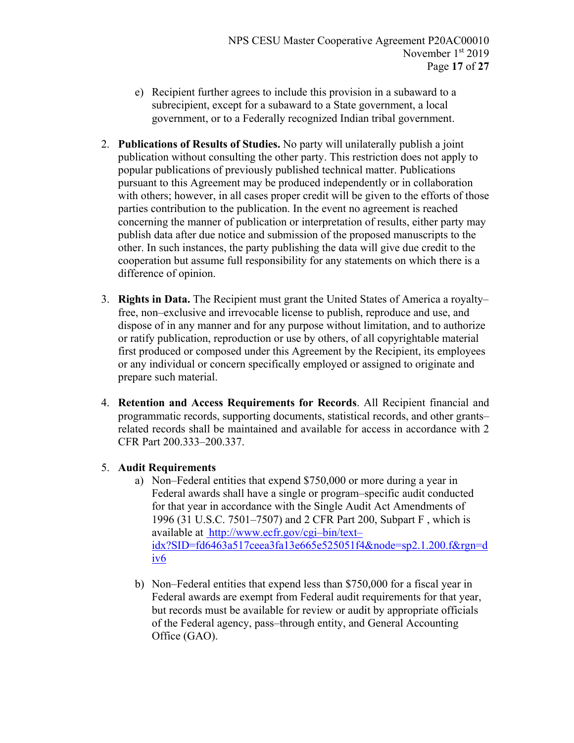e) Recipient further agrees to include this provision in a subaward to a subrecipient, except for a subaward to a State government, a local government, or to a Federally recognized Indian tribal government.

2. **Publications of Results of Studies.** No party will unilaterally publish a joint publication without consulting the other party. This restriction does not apply to popular publications of previously published technical matter. Publications pursuant to this Agreement may be produced independently or in collaboration with others; however, in all cases proper credit will be given to the efforts of those parties contribution to the publication. In the event no agreement is reached concerning the manner of publication or interpretation of results, either party may publish data after due notice and submission of the proposed manuscripts to the other. In such instances, the party publishing the data will give due credit to the cooperation but assume full responsibility for any statements on which there is a difference of opinion.

3. **Rights in Data.** The Recipient must grant the United States of America a royalty–free, non–exclusive and irrevocable license to publish, reproduce and use, and dispose of in any manner and for any purpose without limitation, and to authorize or ratify publication, reproduction or use by others, of all copyrightable material first produced or composed under this Agreement by the Recipient, its employees or any individual or concern specifically employed or assigned to originate and prepare such material.

4. **Retention and Access Requirements for Records**. All Recipient financial and programmatic records, supporting documents, statistical records, and other grants–related records shall be maintained and available for access in accordance with 2 CFR Part 200.333–200.337.

5. **Audit Requirements**
   a) Non–Federal entities that expend $750,000 or more during a year in Federal awards shall have a single or program–specific audit conducted for that year in accordance with the Single Audit Act Amendments of 1996 (31 U.S.C. 7501–7507) and 2 CFR Part 200, Subpart F , which is available at http://www.ecfr.gov/cgi–bin/text–idx?SID=fd6463a517ceea3fa13e665e525051f4&node=sp2.1.200.f&rgn=div6

   b) Non–Federal entities that expend less than $750,000 for a fiscal year in Federal awards are exempt from Federal audit requirements for that year, but records must be available for review or audit by appropriate officials of the Federal agency, pass–through entity, and General Accounting Office (GAO).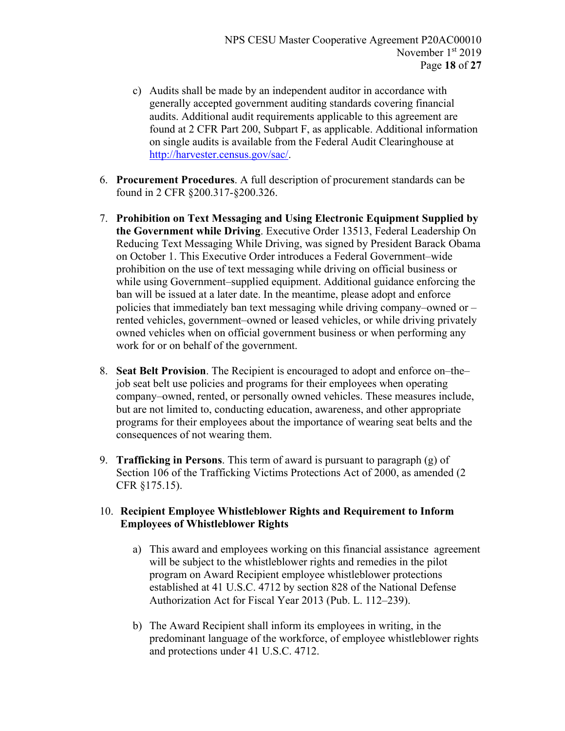c) Audits shall be made by an independent auditor in accordance with generally accepted government auditing standards covering financial audits. Additional audit requirements applicable to this agreement are found at 2 CFR Part 200, Subpart F, as applicable. Additional information on single audits is available from the Federal Audit Clearinghouse at [http://harvester.census.gov/sac/](http://harvester.census.gov/sac/).

6. **Procurement Procedures**. A full description of procurement standards can be found in 2 CFR §200.317-§200.326.

7. **Prohibition on Text Messaging and Using Electronic Equipment Supplied by the Government while Driving**. Executive Order 13513, Federal Leadership On Reducing Text Messaging While Driving, was signed by President Barack Obama on October 1. This Executive Order introduces a Federal Government–wide prohibition on the use of text messaging while driving on official business or while using Government–supplied equipment. Additional guidance enforcing the ban will be issued at a later date. In the meantime, please adopt and enforce policies that immediately ban text messaging while driving company–owned or –rented vehicles, government–owned or leased vehicles, or while driving privately owned vehicles when on official government business or when performing any work for or on behalf of the government.

8. **Seat Belt Provision**. The Recipient is encouraged to adopt and enforce on–the–job seat belt use policies and programs for their employees when operating company–owned, rented, or personally owned vehicles. These measures include, but are not limited to, conducting education, awareness, and other appropriate programs for their employees about the importance of wearing seat belts and the consequences of not wearing them.

9. **Trafficking in Persons**. This term of award is pursuant to paragraph (g) of Section 106 of the Trafficking Victims Protections Act of 2000, as amended (2 CFR §175.15).

10. **Recipient Employee Whistleblower Rights and Requirement to Inform Employees of Whistleblower Rights**

    a) This award and employees working on this financial assistance agreement will be subject to the whistleblower rights and remedies in the pilot program on Award Recipient employee whistleblower protections established at 41 U.S.C. 4712 by section 828 of the National Defense Authorization Act for Fiscal Year 2013 (Pub. L. 112–239).

    b) The Award Recipient shall inform its employees in writing, in the predominant language of the workforce, of employee whistleblower rights and protections under 41 U.S.C. 4712.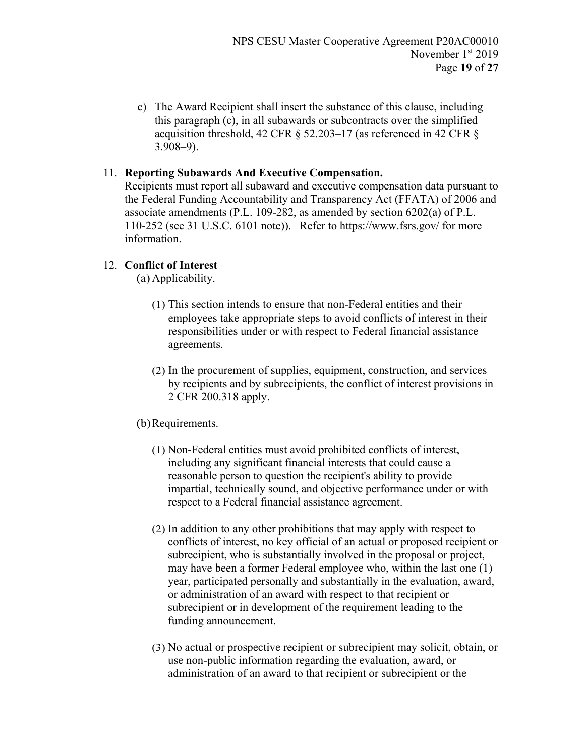c) The Award Recipient shall insert the substance of this clause, including this paragraph (c), in all subawards or subcontracts over the simplified acquisition threshold, 42 CFR § 52.203–17 (as referenced in 42 CFR § 3.908–9).

11. **Reporting Subawards And Executive Compensation.**
Recipients must report all subaward and executive compensation data pursuant to the Federal Funding Accountability and Transparency Act (FFATA) of 2006 and associate amendments (P.L. 109-282, as amended by section 6202(a) of P.L. 110-252 (see 31 U.S.C. 6101 note)). Refer to https://www.fsrs.gov/ for more information.

12. **Conflict of Interest**
(a) Applicability.

(1) This section intends to ensure that non-Federal entities and their employees take appropriate steps to avoid conflicts of interest in their responsibilities under or with respect to Federal financial assistance agreements.

(2) In the procurement of supplies, equipment, construction, and services by recipients and by subrecipients, the conflict of interest provisions in 2 CFR 200.318 apply.

(b) Requirements.

(1) Non-Federal entities must avoid prohibited conflicts of interest, including any significant financial interests that could cause a reasonable person to question the recipient's ability to provide impartial, technically sound, and objective performance under or with respect to a Federal financial assistance agreement.

(2) In addition to any other prohibitions that may apply with respect to conflicts of interest, no key official of an actual or proposed recipient or subrecipient, who is substantially involved in the proposal or project, may have been a former Federal employee who, within the last one (1) year, participated personally and substantially in the evaluation, award, or administration of an award with respect to that recipient or subrecipient or in development of the requirement leading to the funding announcement.

(3) No actual or prospective recipient or subrecipient may solicit, obtain, or use non-public information regarding the evaluation, award, or administration of an award to that recipient or subrecipient or the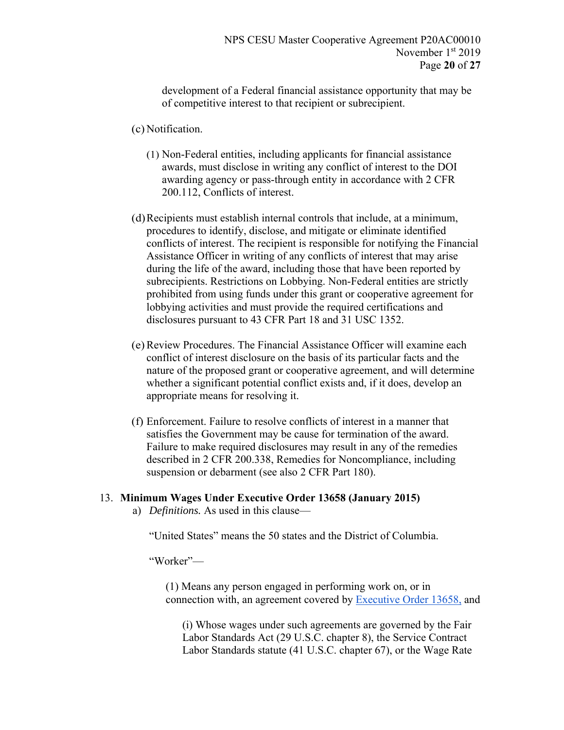development of a Federal financial assistance opportunity that may be of competitive interest to that recipient or subrecipient.

(c) Notification.

(1) Non-Federal entities, including applicants for financial assistance awards, must disclose in writing any conflict of interest to the DOI awarding agency or pass-through entity in accordance with 2 CFR 200.112, Conflicts of interest.

(d) Recipients must establish internal controls that include, at a minimum, procedures to identify, disclose, and mitigate or eliminate identified conflicts of interest. The recipient is responsible for notifying the Financial Assistance Officer in writing of any conflicts of interest that may arise during the life of the award, including those that have been reported by subrecipients. Restrictions on Lobbying. Non-Federal entities are strictly prohibited from using funds under this grant or cooperative agreement for lobbying activities and must provide the required certifications and disclosures pursuant to 43 CFR Part 18 and 31 USC 1352.

(e) Review Procedures. The Financial Assistance Officer will examine each conflict of interest disclosure on the basis of its particular facts and the nature of the proposed grant or cooperative agreement, and will determine whether a significant potential conflict exists and, if it does, develop an appropriate means for resolving it.

(f) Enforcement. Failure to resolve conflicts of interest in a manner that satisfies the Government may be cause for termination of the award. Failure to make required disclosures may result in any of the remedies described in 2 CFR 200.338, Remedies for Noncompliance, including suspension or debarment (see also 2 CFR Part 180).

13. **Minimum Wages Under Executive Order 13658 (January 2015)**

a) *Definitions.* As used in this clause—

"United States" means the 50 states and the District of Columbia.

"Worker"—

(1) Means any person engaged in performing work on, or in connection with, an agreement covered by [Executive Order 13658,](Executive Order 13658) and

(i) Whose wages under such agreements are governed by the Fair Labor Standards Act (29 U.S.C. chapter 8), the Service Contract Labor Standards statute (41 U.S.C. chapter 67), or the Wage Rate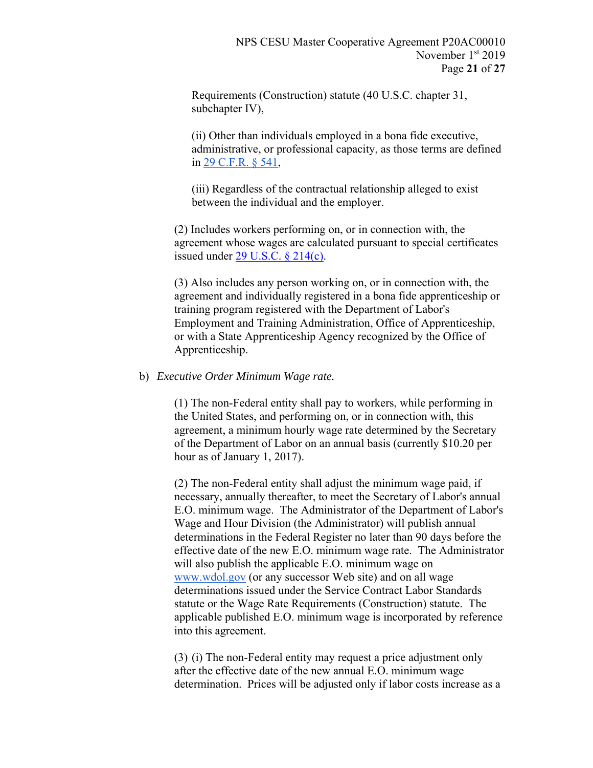Requirements (Construction) statute (40 U.S.C. chapter 31, subchapter IV),

(ii) Other than individuals employed in a bona fide executive, administrative, or professional capacity, as those terms are defined in 29 C.F.R. § 541,

(iii) Regardless of the contractual relationship alleged to exist between the individual and the employer.

(2) Includes workers performing on, or in connection with, the agreement whose wages are calculated pursuant to special certificates issued under 29 U.S.C. § 214(c).

(3) Also includes any person working on, or in connection with, the agreement and individually registered in a bona fide apprenticeship or training program registered with the Department of Labor's Employment and Training Administration, Office of Apprenticeship, or with a State Apprenticeship Agency recognized by the Office of Apprenticeship.

b) *Executive Order Minimum Wage rate.*

(1) The non-Federal entity shall pay to workers, while performing in the United States, and performing on, or in connection with, this agreement, a minimum hourly wage rate determined by the Secretary of the Department of Labor on an annual basis (currently $10.20 per hour as of January 1, 2017).

(2) The non-Federal entity shall adjust the minimum wage paid, if necessary, annually thereafter, to meet the Secretary of Labor's annual E.O. minimum wage. The Administrator of the Department of Labor's Wage and Hour Division (the Administrator) will publish annual determinations in the Federal Register no later than 90 days before the effective date of the new E.O. minimum wage rate. The Administrator will also publish the applicable E.O. minimum wage on www.wdol.gov (or any successor Web site) and on all wage determinations issued under the Service Contract Labor Standards statute or the Wage Rate Requirements (Construction) statute. The applicable published E.O. minimum wage is incorporated by reference into this agreement.

(3) (i) The non-Federal entity may request a price adjustment only after the effective date of the new annual E.O. minimum wage determination. Prices will be adjusted only if labor costs increase as a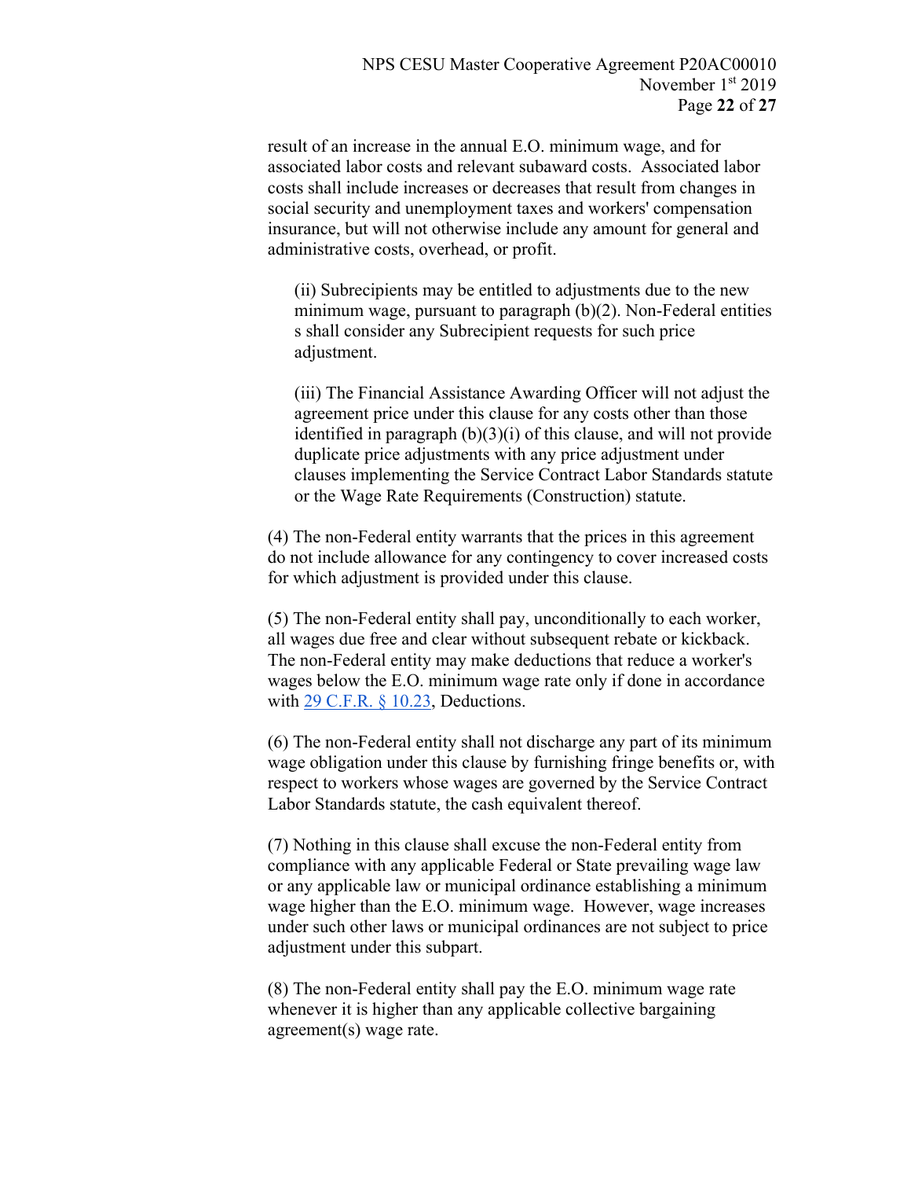result of an increase in the annual E.O. minimum wage, and for associated labor costs and relevant subaward costs. Associated labor costs shall include increases or decreases that result from changes in social security and unemployment taxes and workers' compensation insurance, but will not otherwise include any amount for general and administrative costs, overhead, or profit.

(ii) Subrecipients may be entitled to adjustments due to the new minimum wage, pursuant to paragraph (b)(2). Non-Federal entities s shall consider any Subrecipient requests for such price adjustment.

(iii) The Financial Assistance Awarding Officer will not adjust the agreement price under this clause for any costs other than those identified in paragraph (b)(3)(i) of this clause, and will not provide duplicate price adjustments with any price adjustment under clauses implementing the Service Contract Labor Standards statute or the Wage Rate Requirements (Construction) statute.

(4) The non-Federal entity warrants that the prices in this agreement do not include allowance for any contingency to cover increased costs for which adjustment is provided under this clause.

(5) The non-Federal entity shall pay, unconditionally to each worker, all wages due free and clear without subsequent rebate or kickback. The non-Federal entity may make deductions that reduce a worker's wages below the E.O. minimum wage rate only if done in accordance with 29 C.F.R. § 10.23, Deductions.

(6) The non-Federal entity shall not discharge any part of its minimum wage obligation under this clause by furnishing fringe benefits or, with respect to workers whose wages are governed by the Service Contract Labor Standards statute, the cash equivalent thereof.

(7) Nothing in this clause shall excuse the non-Federal entity from compliance with any applicable Federal or State prevailing wage law or any applicable law or municipal ordinance establishing a minimum wage higher than the E.O. minimum wage. However, wage increases under such other laws or municipal ordinances are not subject to price adjustment under this subpart.

(8) The non-Federal entity shall pay the E.O. minimum wage rate whenever it is higher than any applicable collective bargaining agreement(s) wage rate.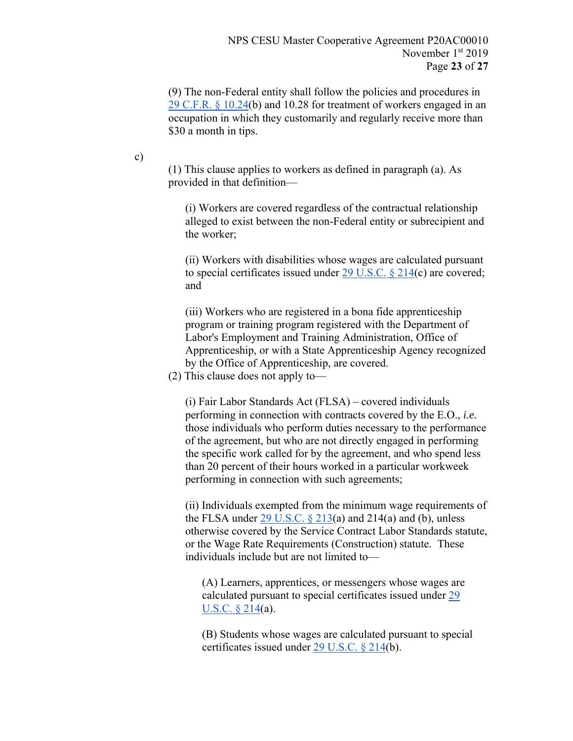(9) The non-Federal entity shall follow the policies and procedures in [29 C.F.R. § 10.24](b) and 10.28 for treatment of workers engaged in an occupation in which they customarily and regularly receive more than $30 a month in tips.

c)

(1) This clause applies to workers as defined in paragraph (a). As provided in that definition—

(i) Workers are covered regardless of the contractual relationship alleged to exist between the non-Federal entity or subrecipient and the worker;

(ii) Workers with disabilities whose wages are calculated pursuant to special certificates issued under [29 U.S.C. § 214](c) are covered; and

(iii) Workers who are registered in a bona fide apprenticeship program or training program registered with the Department of Labor's Employment and Training Administration, Office of Apprenticeship, or with a State Apprenticeship Agency recognized by the Office of Apprenticeship, are covered.

(2) This clause does not apply to—

(i) Fair Labor Standards Act (FLSA) – covered individuals performing in connection with contracts covered by the E.O., *i.e.* those individuals who perform duties necessary to the performance of the agreement, but who are not directly engaged in performing the specific work called for by the agreement, and who spend less than 20 percent of their hours worked in a particular workweek performing in connection with such agreements;

(ii) Individuals exempted from the minimum wage requirements of the FLSA under [29 U.S.C. § 213](a) and 214(a) and (b), unless otherwise covered by the Service Contract Labor Standards statute, or the Wage Rate Requirements (Construction) statute. These individuals include but are not limited to—

(A) Learners, apprentices, or messengers whose wages are calculated pursuant to special certificates issued under [29 U.S.C. § 214](a).

(B) Students whose wages are calculated pursuant to special certificates issued under [29 U.S.C. § 214](b).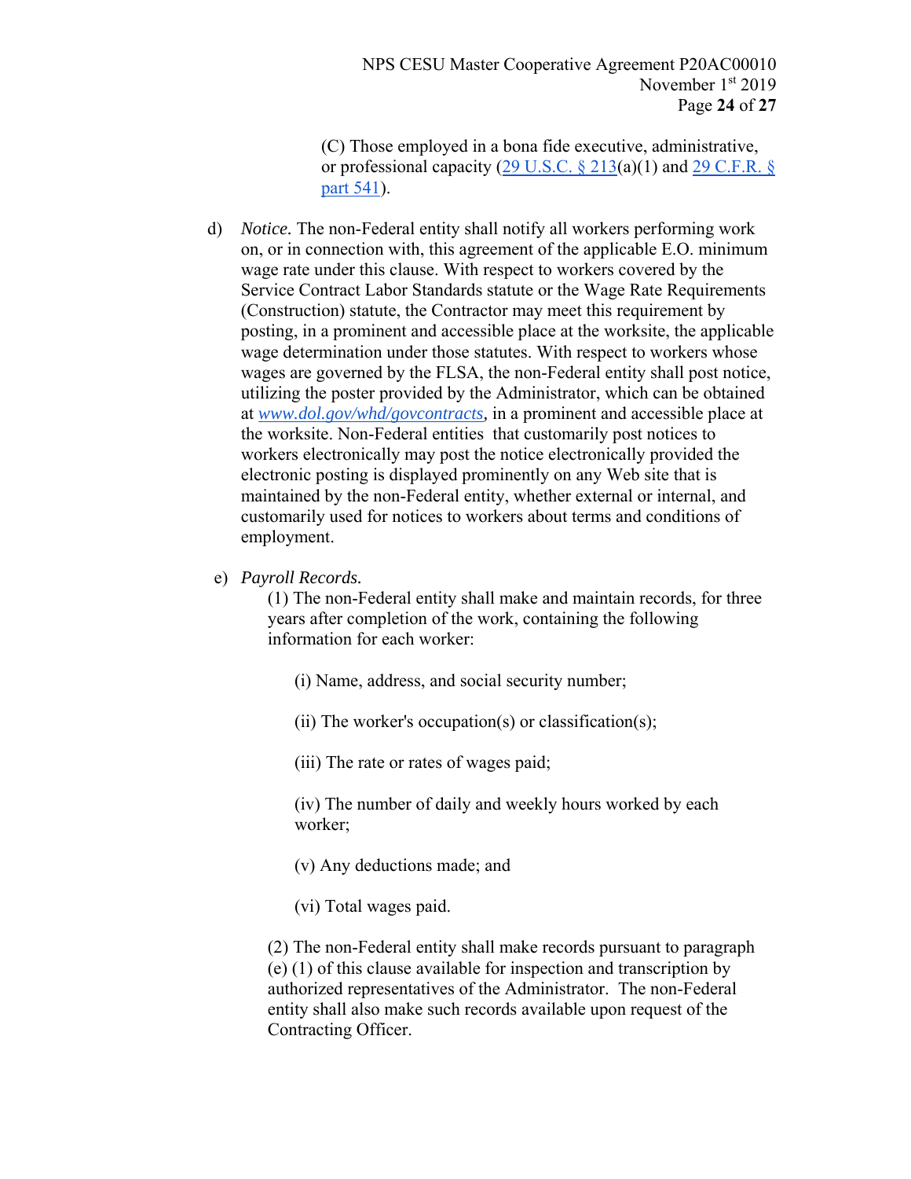(C) Those employed in a bona fide executive, administrative, or professional capacity ([29 U.S.C. § 213](29 U.S.C. § 213)(a)(1) and [29 C.F.R. § part 541](29 C.F.R. § part 541)).

d) *Notice.* The non-Federal entity shall notify all workers performing work on, or in connection with, this agreement of the applicable E.O. minimum wage rate under this clause. With respect to workers covered by the Service Contract Labor Standards statute or the Wage Rate Requirements (Construction) statute, the Contractor may meet this requirement by posting, in a prominent and accessible place at the worksite, the applicable wage determination under those statutes. With respect to workers whose wages are governed by the FLSA, the non-Federal entity shall post notice, utilizing the poster provided by the Administrator, which can be obtained at *[www.dol.gov/whd/govcontracts](www.dol.gov/whd/govcontracts)*, in a prominent and accessible place at the worksite. Non-Federal entities that customarily post notices to workers electronically may post the notice electronically provided the electronic posting is displayed prominently on any Web site that is maintained by the non-Federal entity, whether external or internal, and customarily used for notices to workers about terms and conditions of employment.

e) *Payroll Records.*

(1) The non-Federal entity shall make and maintain records, for three years after completion of the work, containing the following information for each worker:

(i) Name, address, and social security number;

(ii) The worker's occupation(s) or classification(s);

(iii) The rate or rates of wages paid;

(iv) The number of daily and weekly hours worked by each worker;

(v) Any deductions made; and

(vi) Total wages paid.

(2) The non-Federal entity shall make records pursuant to paragraph (e) (1) of this clause available for inspection and transcription by authorized representatives of the Administrator. The non-Federal entity shall also make such records available upon request of the Contracting Officer.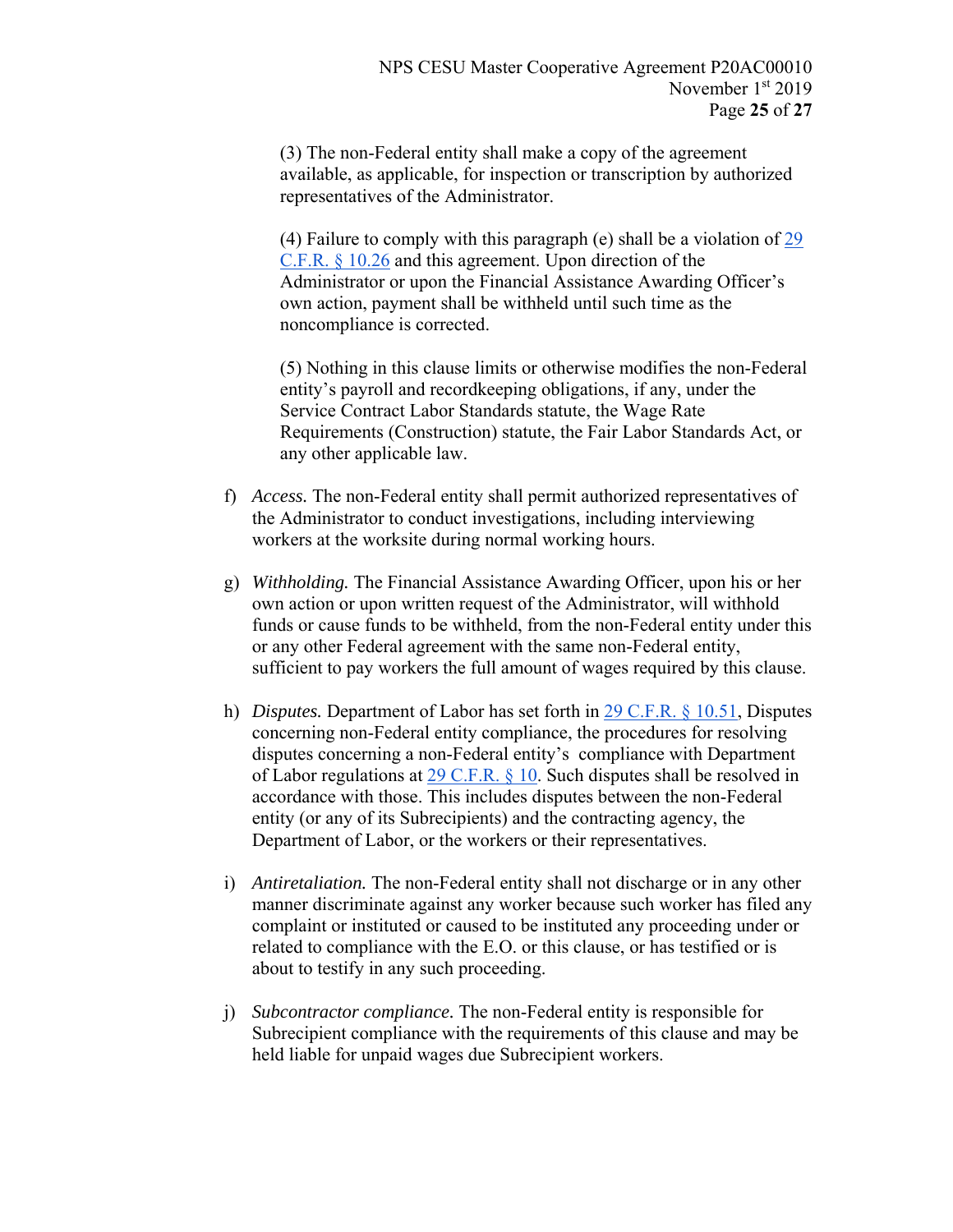(3) The non-Federal entity shall make a copy of the agreement available, as applicable, for inspection or transcription by authorized representatives of the Administrator.

(4) Failure to comply with this paragraph (e) shall be a violation of 29 C.F.R. § 10.26 and this agreement. Upon direction of the Administrator or upon the Financial Assistance Awarding Officer's own action, payment shall be withheld until such time as the noncompliance is corrected.

(5) Nothing in this clause limits or otherwise modifies the non-Federal entity's payroll and recordkeeping obligations, if any, under the Service Contract Labor Standards statute, the Wage Rate Requirements (Construction) statute, the Fair Labor Standards Act, or any other applicable law.

f) *Access.* The non-Federal entity shall permit authorized representatives of the Administrator to conduct investigations, including interviewing workers at the worksite during normal working hours.

g) *Withholding.* The Financial Assistance Awarding Officer, upon his or her own action or upon written request of the Administrator, will withhold funds or cause funds to be withheld, from the non-Federal entity under this or any other Federal agreement with the same non-Federal entity, sufficient to pay workers the full amount of wages required by this clause.

h) *Disputes.* Department of Labor has set forth in 29 C.F.R. § 10.51, Disputes concerning non-Federal entity compliance, the procedures for resolving disputes concerning a non-Federal entity's compliance with Department of Labor regulations at 29 C.F.R. § 10. Such disputes shall be resolved in accordance with those. This includes disputes between the non-Federal entity (or any of its Subrecipients) and the contracting agency, the Department of Labor, or the workers or their representatives.

i) *Antiretaliation.* The non-Federal entity shall not discharge or in any other manner discriminate against any worker because such worker has filed any complaint or instituted or caused to be instituted any proceeding under or related to compliance with the E.O. or this clause, or has testified or is about to testify in any such proceeding.

j) *Subcontractor compliance.* The non-Federal entity is responsible for Subrecipient compliance with the requirements of this clause and may be held liable for unpaid wages due Subrecipient workers.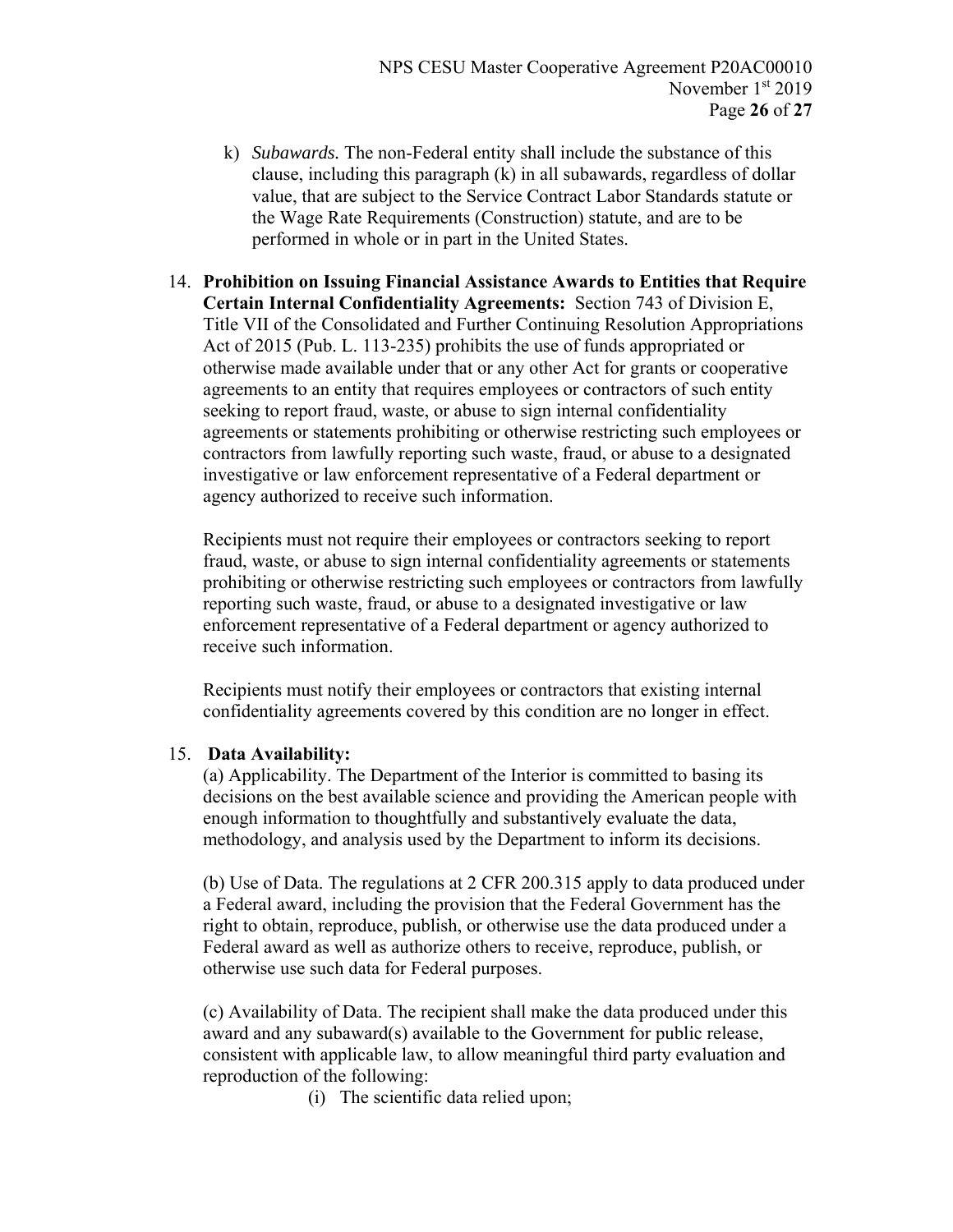k) *Subawards.* The non-Federal entity shall include the substance of this clause, including this paragraph (k) in all subawards, regardless of dollar value, that are subject to the Service Contract Labor Standards statute or the Wage Rate Requirements (Construction) statute, and are to be performed in whole or in part in the United States.

14. **Prohibition on Issuing Financial Assistance Awards to Entities that Require Certain Internal Confidentiality Agreements:** Section 743 of Division E, Title VII of the Consolidated and Further Continuing Resolution Appropriations Act of 2015 (Pub. L. 113-235) prohibits the use of funds appropriated or otherwise made available under that or any other Act for grants or cooperative agreements to an entity that requires employees or contractors of such entity seeking to report fraud, waste, or abuse to sign internal confidentiality agreements or statements prohibiting or otherwise restricting such employees or contractors from lawfully reporting such waste, fraud, or abuse to a designated investigative or law enforcement representative of a Federal department or agency authorized to receive such information.

    Recipients must not require their employees or contractors seeking to report fraud, waste, or abuse to sign internal confidentiality agreements or statements prohibiting or otherwise restricting such employees or contractors from lawfully reporting such waste, fraud, or abuse to a designated investigative or law enforcement representative of a Federal department or agency authorized to receive such information.

    Recipients must notify their employees or contractors that existing internal confidentiality agreements covered by this condition are no longer in effect.

15. **Data Availability:**

    (a) Applicability. The Department of the Interior is committed to basing its decisions on the best available science and providing the American people with enough information to thoughtfully and substantively evaluate the data, methodology, and analysis used by the Department to inform its decisions.

    (b) Use of Data. The regulations at 2 CFR 200.315 apply to data produced under a Federal award, including the provision that the Federal Government has the right to obtain, reproduce, publish, or otherwise use the data produced under a Federal award as well as authorize others to receive, reproduce, publish, or otherwise use such data for Federal purposes.

    (c) Availability of Data. The recipient shall make the data produced under this award and any subaward(s) available to the Government for public release, consistent with applicable law, to allow meaningful third party evaluation and reproduction of the following:

    (i) The scientific data relied upon;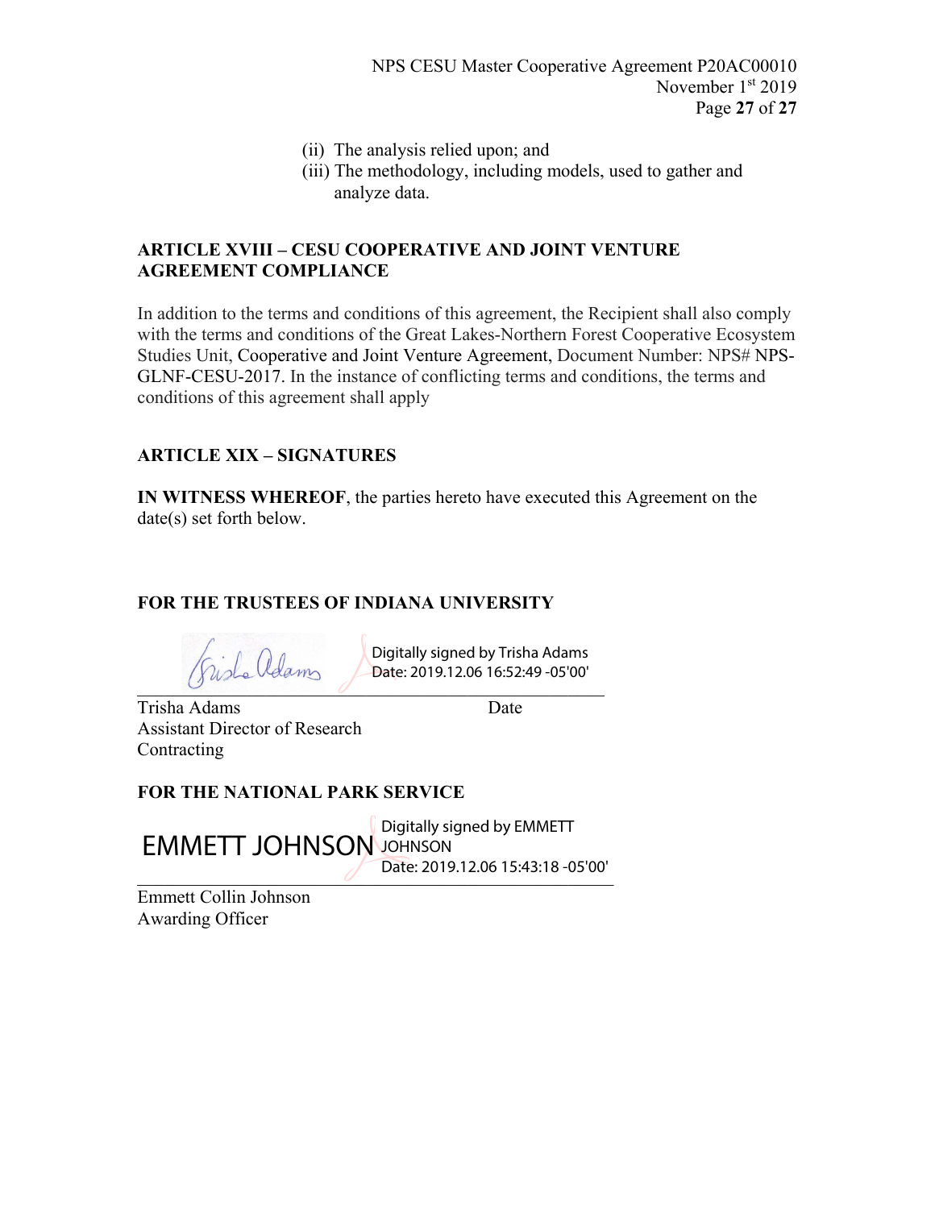(ii) The analysis relied upon; and
(iii) The methodology, including models, used to gather and analyze data.

**ARTICLE XVIII – CESU COOPERATIVE AND JOINT VENTURE AGREEMENT COMPLIANCE**

In addition to the terms and conditions of this agreement, the Recipient shall also comply with the terms and conditions of the Great Lakes-Northern Forest Cooperative Ecosystem Studies Unit, Cooperative and Joint Venture Agreement, Document Number: NPS# NPS-GLNF-CESU-2017. In the instance of conflicting terms and conditions, the terms and conditions of this agreement shall apply

**ARTICLE XIX – SIGNATURES**

**IN WITNESS WHEREOF**, the parties hereto have executed this Agreement on the date(s) set forth below.

**FOR THE TRUSTEES OF INDIANA UNIVERSITY**

Trisha Adams
Digitally signed by Trisha Adams
Date: 2019.12.06 16:52:49 -05'00'

Trisha Adams — Date
Assistant Director of Research Contracting

**FOR THE NATIONAL PARK SERVICE**

EMMETT JOHNSON
Digitally signed by EMMETT JOHNSON
Date: 2019.12.06 15:43:18 -05'00'

Emmett Collin Johnson
Awarding Officer